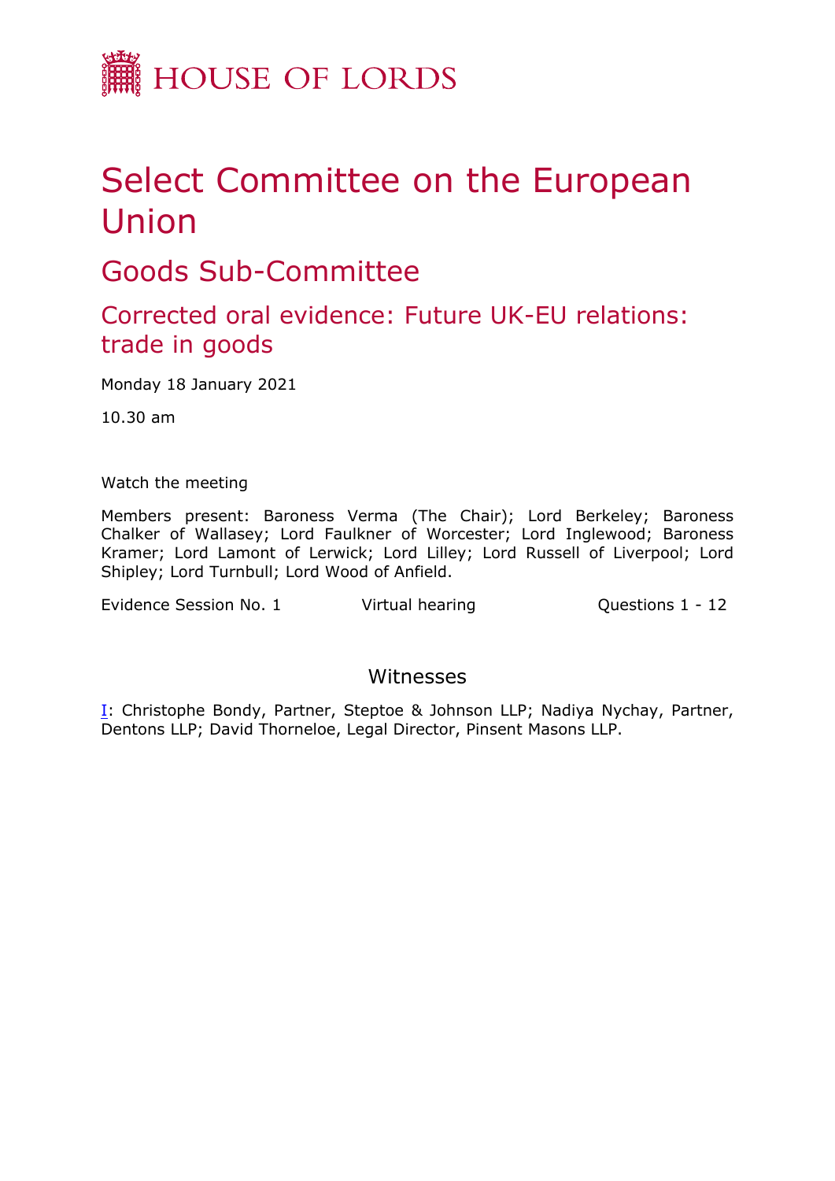# HOUSE OF LORDS

# Select Committee on the European Union

## Goods Sub-Committee

### Corrected oral evidence: Future UK-EU relations: trade in goods

Monday 18 January 2021

10.30 am

Watch the meeting

Members present: Baroness Verma (The Chair); Lord Berkeley; Baroness Chalker of Wallasey; Lord Faulkner of Worcester; Lord Inglewood; Baroness Kramer; Lord Lamont of Lerwick; Lord Lilley; Lord Russell of Liverpool; Lord Shipley; Lord Turnbull; Lord Wood of Anfield.

Evidence Session No. 1 Virtual hearing Questions 1 - 12

## Witnesses

I: Christophe Bondy, Partner, Steptoe & Johnson LLP; Nadiya Nychay, Partner, Dentons LLP; David Thorneloe, Legal Director, Pinsent Masons LLP.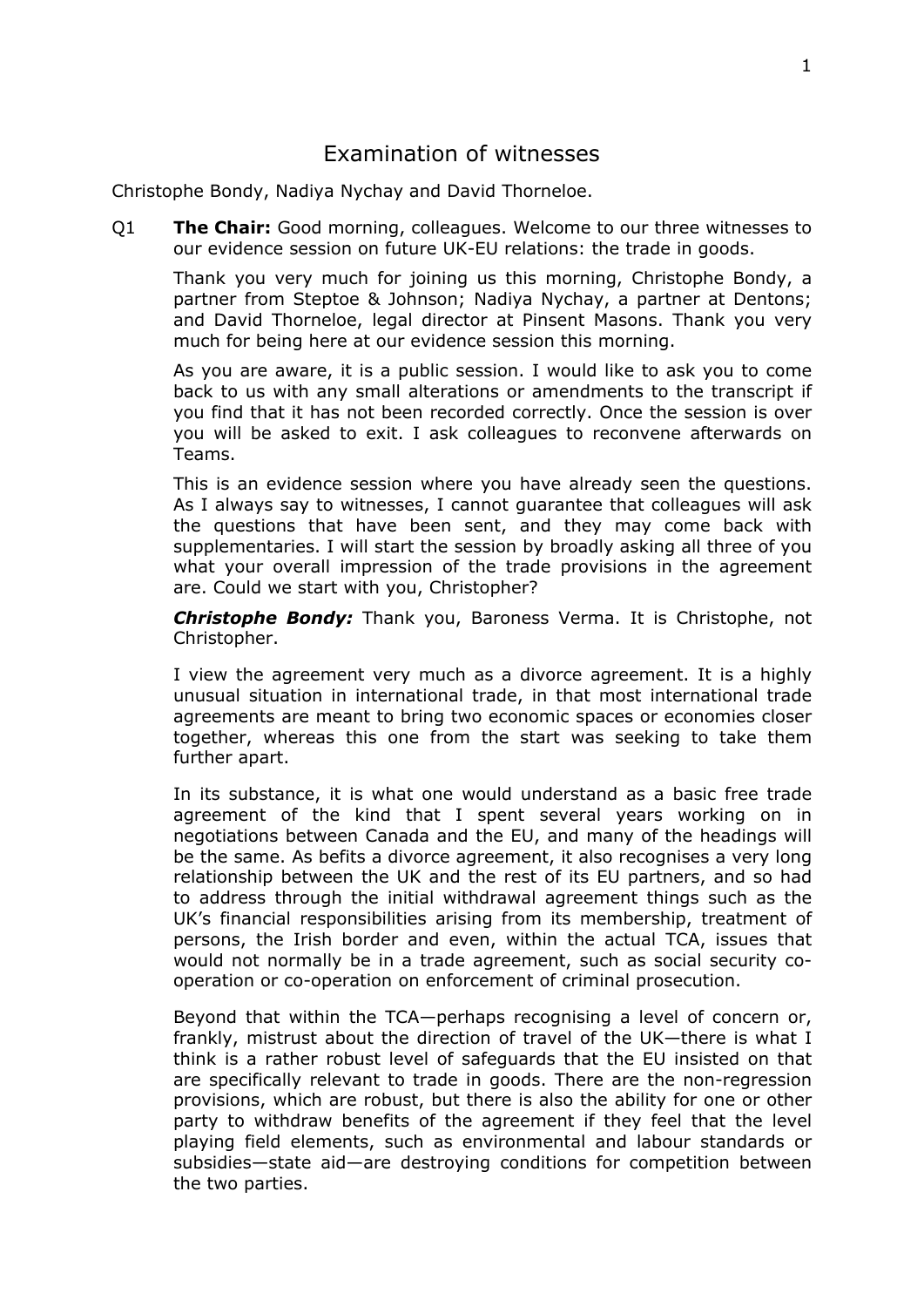# Examination of witnesses

Christophe Bondy, Nadiya Nychay and David Thorneloe.

Q1 **The Chair:** Good morning, colleagues. Welcome to our three witnesses to our evidence session on future UK-EU relations: the trade in goods.

Thank you very much for joining us this morning, Christophe Bondy, a partner from Steptoe & Johnson; Nadiya Nychay, a partner at Dentons; and David Thorneloe, legal director at Pinsent Masons. Thank you very much for being here at our evidence session this morning.

As you are aware, it is a public session. I would like to ask you to come back to us with any small alterations or amendments to the transcript if you find that it has not been recorded correctly. Once the session is over you will be asked to exit. I ask colleagues to reconvene afterwards on Teams.

This is an evidence session where you have already seen the questions. As I always say to witnesses, I cannot guarantee that colleagues will ask the questions that have been sent, and they may come back with supplementaries. I will start the session by broadly asking all three of you what your overall impression of the trade provisions in the agreement are. Could we start with you, Christopher?

***Christophe Bondy:*** Thank you, Baroness Verma. It is Christophe, not Christopher.

I view the agreement very much as a divorce agreement. It is a highly unusual situation in international trade, in that most international trade agreements are meant to bring two economic spaces or economies closer together, whereas this one from the start was seeking to take them further apart.

In its substance, it is what one would understand as a basic free trade agreement of the kind that I spent several years working on in negotiations between Canada and the EU, and many of the headings will be the same. As befits a divorce agreement, it also recognises a very long relationship between the UK and the rest of its EU partners, and so had to address through the initial withdrawal agreement things such as the UK's financial responsibilities arising from its membership, treatment of persons, the Irish border and even, within the actual TCA, issues that would not normally be in a trade agreement, such as social security co-operation or co-operation on enforcement of criminal prosecution.

Beyond that within the TCA—perhaps recognising a level of concern or, frankly, mistrust about the direction of travel of the UK—there is what I think is a rather robust level of safeguards that the EU insisted on that are specifically relevant to trade in goods. There are the non-regression provisions, which are robust, but there is also the ability for one or other party to withdraw benefits of the agreement if they feel that the level playing field elements, such as environmental and labour standards or subsidies—state aid—are destroying conditions for competition between the two parties.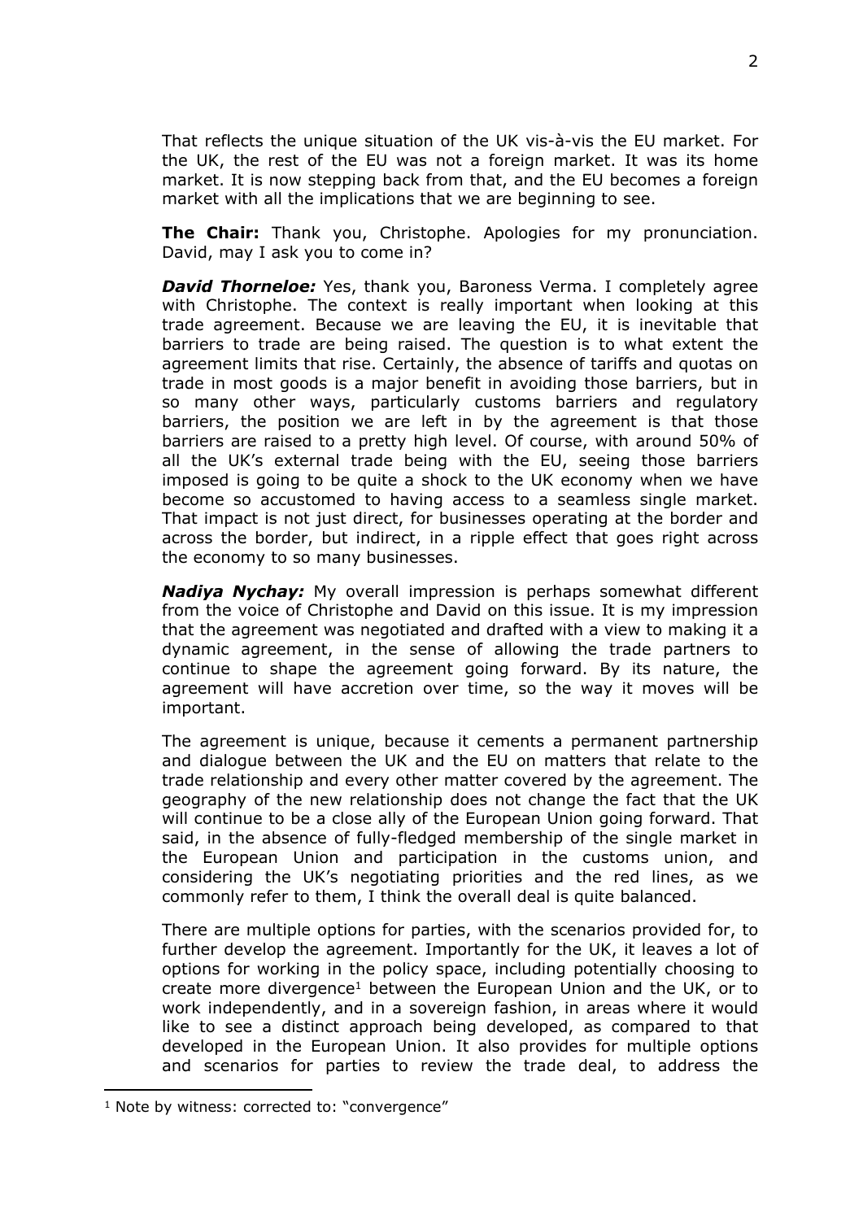That reflects the unique situation of the UK vis-à-vis the EU market. For the UK, the rest of the EU was not a foreign market. It was its home market. It is now stepping back from that, and the EU becomes a foreign market with all the implications that we are beginning to see.

**The Chair:** Thank you, Christophe. Apologies for my pronunciation. David, may I ask you to come in?

***David Thorneloe:*** Yes, thank you, Baroness Verma. I completely agree with Christophe. The context is really important when looking at this trade agreement. Because we are leaving the EU, it is inevitable that barriers to trade are being raised. The question is to what extent the agreement limits that rise. Certainly, the absence of tariffs and quotas on trade in most goods is a major benefit in avoiding those barriers, but in so many other ways, particularly customs barriers and regulatory barriers, the position we are left in by the agreement is that those barriers are raised to a pretty high level. Of course, with around 50% of all the UK's external trade being with the EU, seeing those barriers imposed is going to be quite a shock to the UK economy when we have become so accustomed to having access to a seamless single market. That impact is not just direct, for businesses operating at the border and across the border, but indirect, in a ripple effect that goes right across the economy to so many businesses.

***Nadiya Nychay:*** My overall impression is perhaps somewhat different from the voice of Christophe and David on this issue. It is my impression that the agreement was negotiated and drafted with a view to making it a dynamic agreement, in the sense of allowing the trade partners to continue to shape the agreement going forward. By its nature, the agreement will have accretion over time, so the way it moves will be important.

The agreement is unique, because it cements a permanent partnership and dialogue between the UK and the EU on matters that relate to the trade relationship and every other matter covered by the agreement. The geography of the new relationship does not change the fact that the UK will continue to be a close ally of the European Union going forward. That said, in the absence of fully-fledged membership of the single market in the European Union and participation in the customs union, and considering the UK's negotiating priorities and the red lines, as we commonly refer to them, I think the overall deal is quite balanced.

There are multiple options for parties, with the scenarios provided for, to further develop the agreement. Importantly for the UK, it leaves a lot of options for working in the policy space, including potentially choosing to create more divergence[1] between the European Union and the UK, or to work independently, and in a sovereign fashion, in areas where it would like to see a distinct approach being developed, as compared to that developed in the European Union. It also provides for multiple options and scenarios for parties to review the trade deal, to address the

[1] Note by witness: corrected to: "convergence"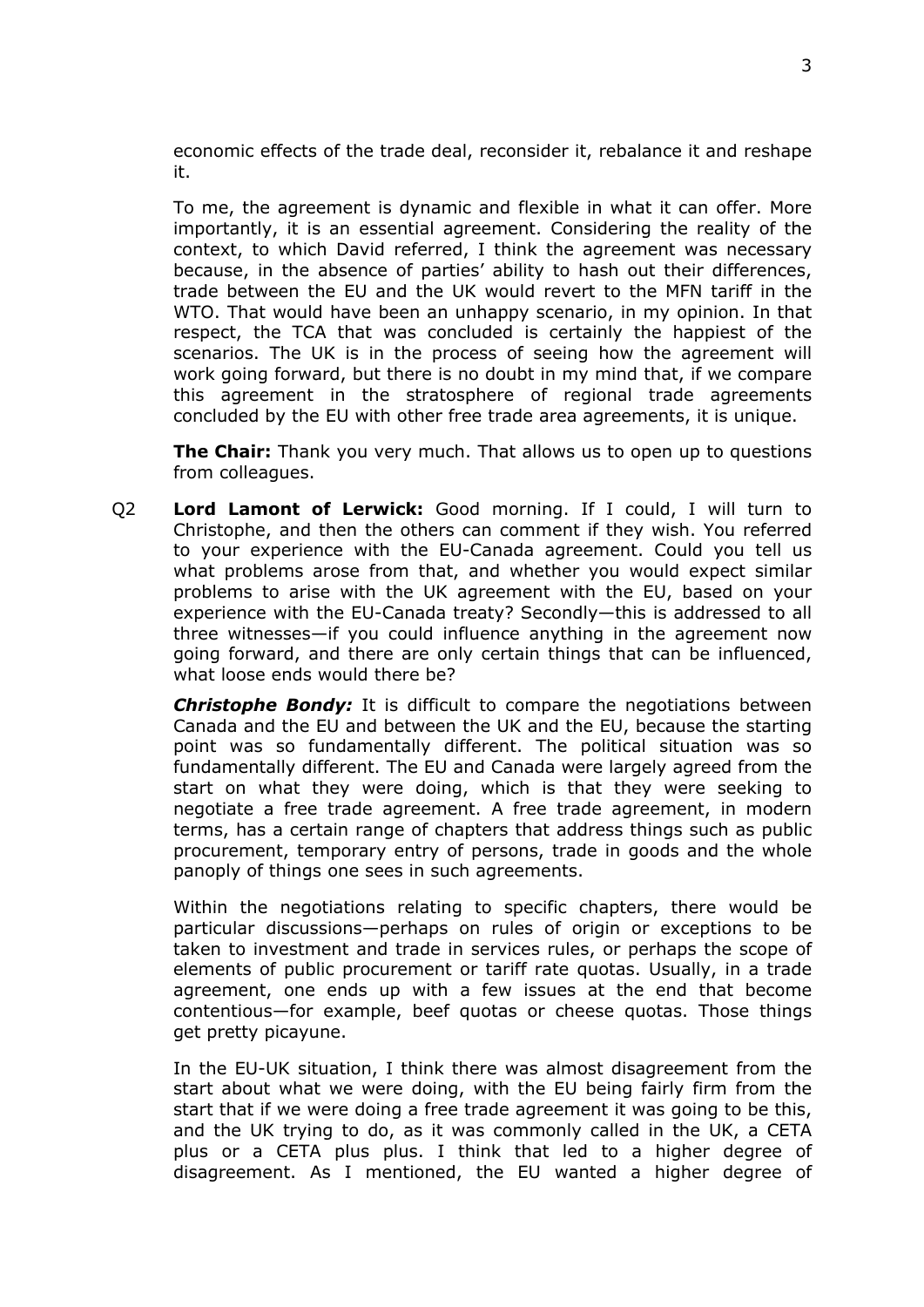economic effects of the trade deal, reconsider it, rebalance it and reshape it.

To me, the agreement is dynamic and flexible in what it can offer. More importantly, it is an essential agreement. Considering the reality of the context, to which David referred, I think the agreement was necessary because, in the absence of parties' ability to hash out their differences, trade between the EU and the UK would revert to the MFN tariff in the WTO. That would have been an unhappy scenario, in my opinion. In that respect, the TCA that was concluded is certainly the happiest of the scenarios. The UK is in the process of seeing how the agreement will work going forward, but there is no doubt in my mind that, if we compare this agreement in the stratosphere of regional trade agreements concluded by the EU with other free trade area agreements, it is unique.

**The Chair:** Thank you very much. That allows us to open up to questions from colleagues.

Q2 **Lord Lamont of Lerwick:** Good morning. If I could, I will turn to Christophe, and then the others can comment if they wish. You referred to your experience with the EU-Canada agreement. Could you tell us what problems arose from that, and whether you would expect similar problems to arise with the UK agreement with the EU, based on your experience with the EU-Canada treaty? Secondly—this is addressed to all three witnesses—if you could influence anything in the agreement now going forward, and there are only certain things that can be influenced, what loose ends would there be?

***Christophe Bondy:*** It is difficult to compare the negotiations between Canada and the EU and between the UK and the EU, because the starting point was so fundamentally different. The political situation was so fundamentally different. The EU and Canada were largely agreed from the start on what they were doing, which is that they were seeking to negotiate a free trade agreement. A free trade agreement, in modern terms, has a certain range of chapters that address things such as public procurement, temporary entry of persons, trade in goods and the whole panoply of things one sees in such agreements.

Within the negotiations relating to specific chapters, there would be particular discussions—perhaps on rules of origin or exceptions to be taken to investment and trade in services rules, or perhaps the scope of elements of public procurement or tariff rate quotas. Usually, in a trade agreement, one ends up with a few issues at the end that become contentious—for example, beef quotas or cheese quotas. Those things get pretty picayune.

In the EU-UK situation, I think there was almost disagreement from the start about what we were doing, with the EU being fairly firm from the start that if we were doing a free trade agreement it was going to be this, and the UK trying to do, as it was commonly called in the UK, a CETA plus or a CETA plus plus. I think that led to a higher degree of disagreement. As I mentioned, the EU wanted a higher degree of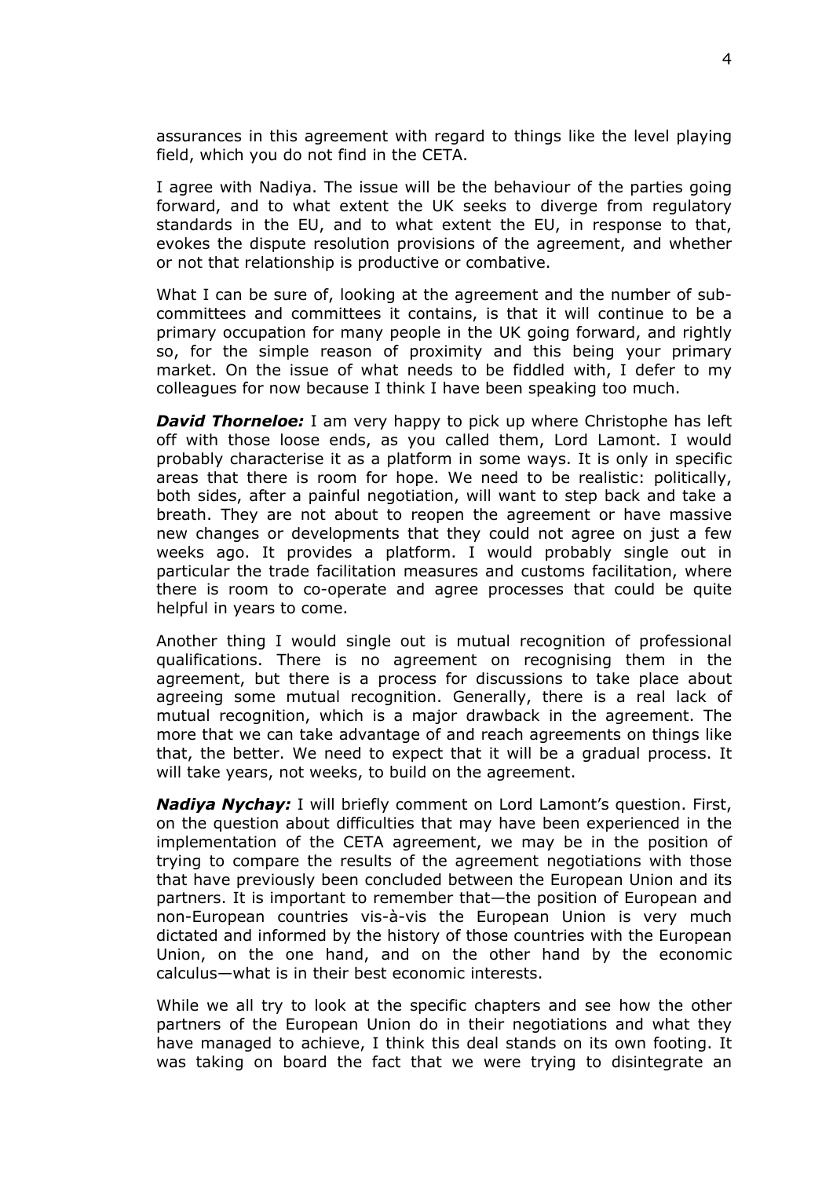assurances in this agreement with regard to things like the level playing field, which you do not find in the CETA.

I agree with Nadiya. The issue will be the behaviour of the parties going forward, and to what extent the UK seeks to diverge from regulatory standards in the EU, and to what extent the EU, in response to that, evokes the dispute resolution provisions of the agreement, and whether or not that relationship is productive or combative.

What I can be sure of, looking at the agreement and the number of sub-committees and committees it contains, is that it will continue to be a primary occupation for many people in the UK going forward, and rightly so, for the simple reason of proximity and this being your primary market. On the issue of what needs to be fiddled with, I defer to my colleagues for now because I think I have been speaking too much.

***David Thorneloe:*** I am very happy to pick up where Christophe has left off with those loose ends, as you called them, Lord Lamont. I would probably characterise it as a platform in some ways. It is only in specific areas that there is room for hope. We need to be realistic: politically, both sides, after a painful negotiation, will want to step back and take a breath. They are not about to reopen the agreement or have massive new changes or developments that they could not agree on just a few weeks ago. It provides a platform. I would probably single out in particular the trade facilitation measures and customs facilitation, where there is room to co-operate and agree processes that could be quite helpful in years to come.

Another thing I would single out is mutual recognition of professional qualifications. There is no agreement on recognising them in the agreement, but there is a process for discussions to take place about agreeing some mutual recognition. Generally, there is a real lack of mutual recognition, which is a major drawback in the agreement. The more that we can take advantage of and reach agreements on things like that, the better. We need to expect that it will be a gradual process. It will take years, not weeks, to build on the agreement.

***Nadiya Nychay:*** I will briefly comment on Lord Lamont's question. First, on the question about difficulties that may have been experienced in the implementation of the CETA agreement, we may be in the position of trying to compare the results of the agreement negotiations with those that have previously been concluded between the European Union and its partners. It is important to remember that—the position of European and non-European countries vis-à-vis the European Union is very much dictated and informed by the history of those countries with the European Union, on the one hand, and on the other hand by the economic calculus—what is in their best economic interests.

While we all try to look at the specific chapters and see how the other partners of the European Union do in their negotiations and what they have managed to achieve, I think this deal stands on its own footing. It was taking on board the fact that we were trying to disintegrate an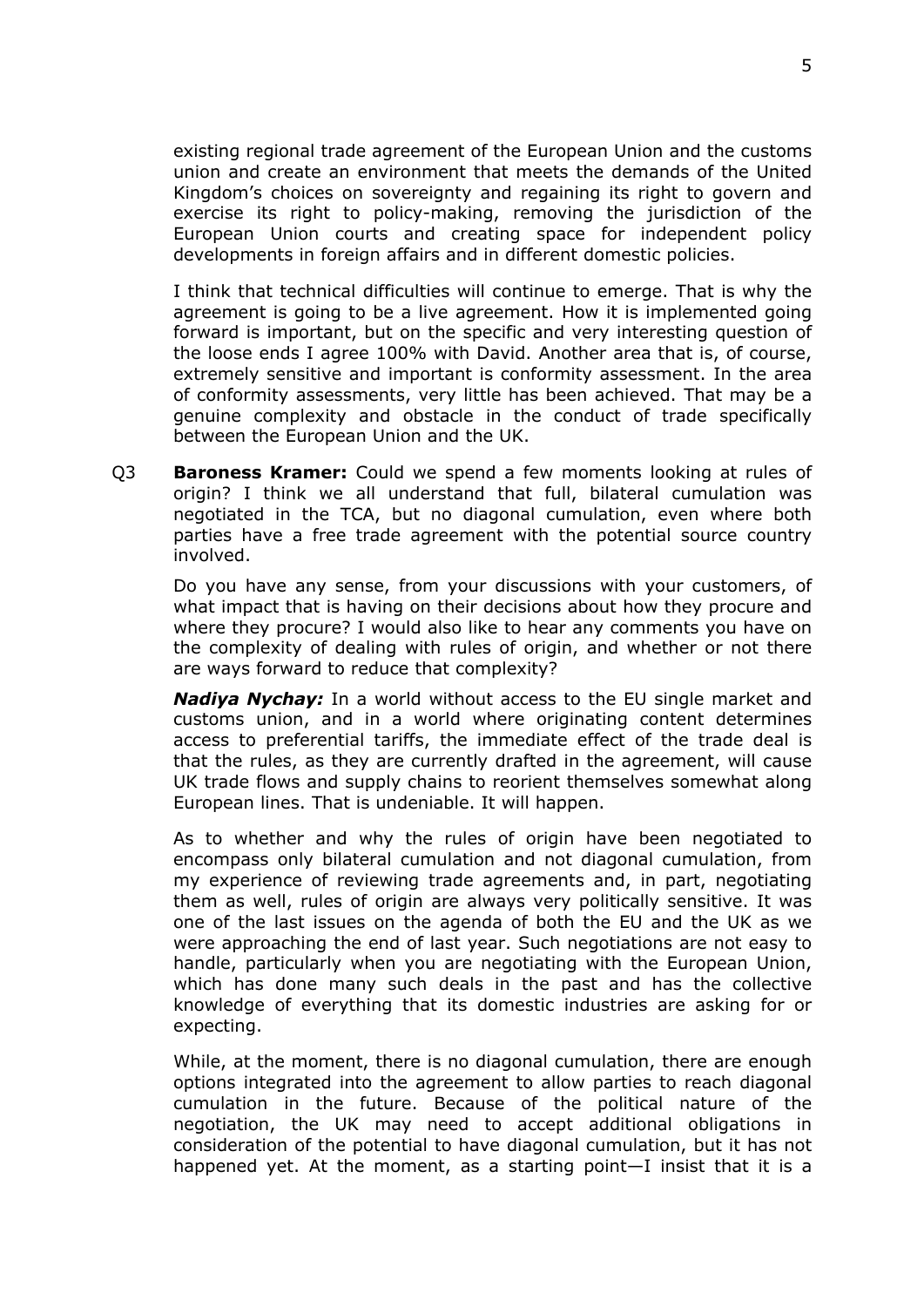existing regional trade agreement of the European Union and the customs union and create an environment that meets the demands of the United Kingdom's choices on sovereignty and regaining its right to govern and exercise its right to policy-making, removing the jurisdiction of the European Union courts and creating space for independent policy developments in foreign affairs and in different domestic policies.

I think that technical difficulties will continue to emerge. That is why the agreement is going to be a live agreement. How it is implemented going forward is important, but on the specific and very interesting question of the loose ends I agree 100% with David. Another area that is, of course, extremely sensitive and important is conformity assessment. In the area of conformity assessments, very little has been achieved. That may be a genuine complexity and obstacle in the conduct of trade specifically between the European Union and the UK.

Q3 **Baroness Kramer:** Could we spend a few moments looking at rules of origin? I think we all understand that full, bilateral cumulation was negotiated in the TCA, but no diagonal cumulation, even where both parties have a free trade agreement with the potential source country involved.

Do you have any sense, from your discussions with your customers, of what impact that is having on their decisions about how they procure and where they procure? I would also like to hear any comments you have on the complexity of dealing with rules of origin, and whether or not there are ways forward to reduce that complexity?

***Nadiya Nychay:*** In a world without access to the EU single market and customs union, and in a world where originating content determines access to preferential tariffs, the immediate effect of the trade deal is that the rules, as they are currently drafted in the agreement, will cause UK trade flows and supply chains to reorient themselves somewhat along European lines. That is undeniable. It will happen.

As to whether and why the rules of origin have been negotiated to encompass only bilateral cumulation and not diagonal cumulation, from my experience of reviewing trade agreements and, in part, negotiating them as well, rules of origin are always very politically sensitive. It was one of the last issues on the agenda of both the EU and the UK as we were approaching the end of last year. Such negotiations are not easy to handle, particularly when you are negotiating with the European Union, which has done many such deals in the past and has the collective knowledge of everything that its domestic industries are asking for or expecting.

While, at the moment, there is no diagonal cumulation, there are enough options integrated into the agreement to allow parties to reach diagonal cumulation in the future. Because of the political nature of the negotiation, the UK may need to accept additional obligations in consideration of the potential to have diagonal cumulation, but it has not happened yet. At the moment, as a starting point—I insist that it is a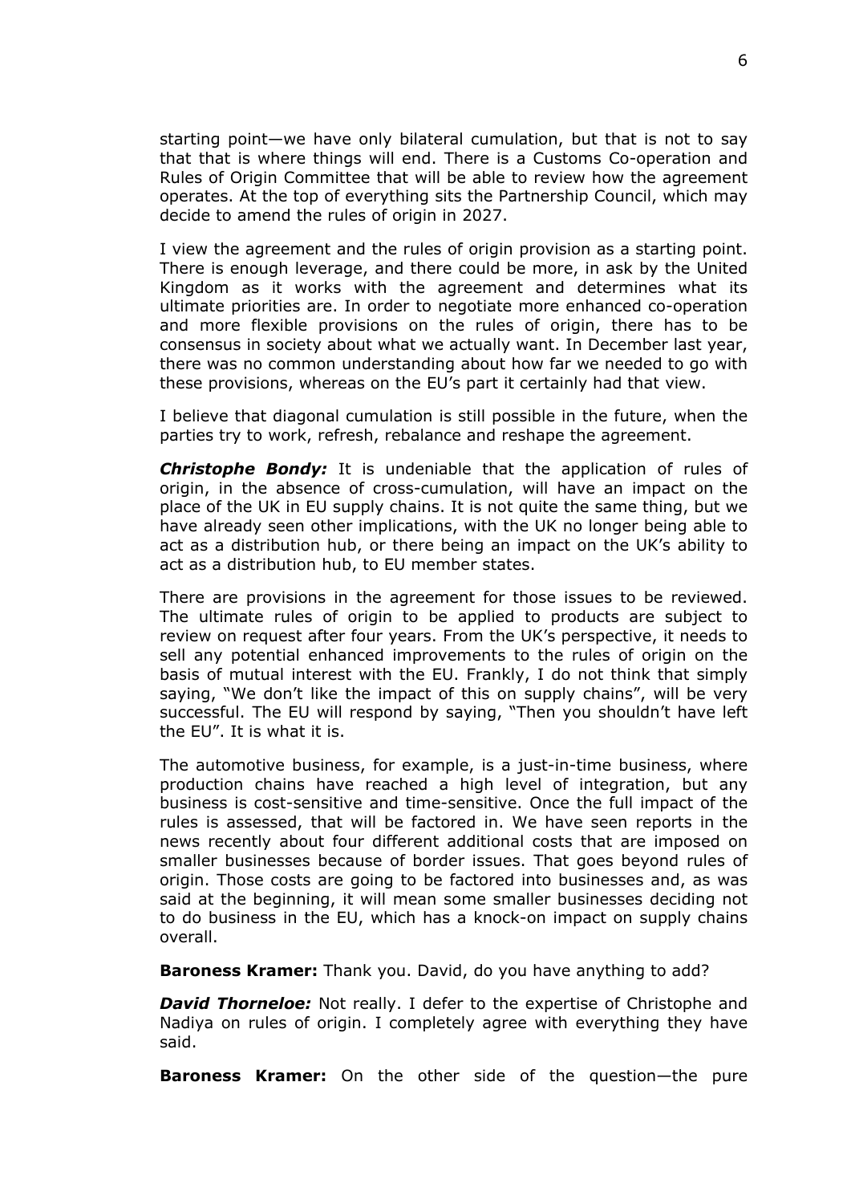starting point—we have only bilateral cumulation, but that is not to say that that is where things will end. There is a Customs Co-operation and Rules of Origin Committee that will be able to review how the agreement operates. At the top of everything sits the Partnership Council, which may decide to amend the rules of origin in 2027.

I view the agreement and the rules of origin provision as a starting point. There is enough leverage, and there could be more, in ask by the United Kingdom as it works with the agreement and determines what its ultimate priorities are. In order to negotiate more enhanced co-operation and more flexible provisions on the rules of origin, there has to be consensus in society about what we actually want. In December last year, there was no common understanding about how far we needed to go with these provisions, whereas on the EU's part it certainly had that view.

I believe that diagonal cumulation is still possible in the future, when the parties try to work, refresh, rebalance and reshape the agreement.

***Christophe Bondy:*** It is undeniable that the application of rules of origin, in the absence of cross-cumulation, will have an impact on the place of the UK in EU supply chains. It is not quite the same thing, but we have already seen other implications, with the UK no longer being able to act as a distribution hub, or there being an impact on the UK's ability to act as a distribution hub, to EU member states.

There are provisions in the agreement for those issues to be reviewed. The ultimate rules of origin to be applied to products are subject to review on request after four years. From the UK's perspective, it needs to sell any potential enhanced improvements to the rules of origin on the basis of mutual interest with the EU. Frankly, I do not think that simply saying, "We don't like the impact of this on supply chains", will be very successful. The EU will respond by saying, "Then you shouldn't have left the EU". It is what it is.

The automotive business, for example, is a just-in-time business, where production chains have reached a high level of integration, but any business is cost-sensitive and time-sensitive. Once the full impact of the rules is assessed, that will be factored in. We have seen reports in the news recently about four different additional costs that are imposed on smaller businesses because of border issues. That goes beyond rules of origin. Those costs are going to be factored into businesses and, as was said at the beginning, it will mean some smaller businesses deciding not to do business in the EU, which has a knock-on impact on supply chains overall.

**Baroness Kramer:** Thank you. David, do you have anything to add?

***David Thorneloe:*** Not really. I defer to the expertise of Christophe and Nadiya on rules of origin. I completely agree with everything they have said.

**Baroness Kramer:** On the other side of the question—the pure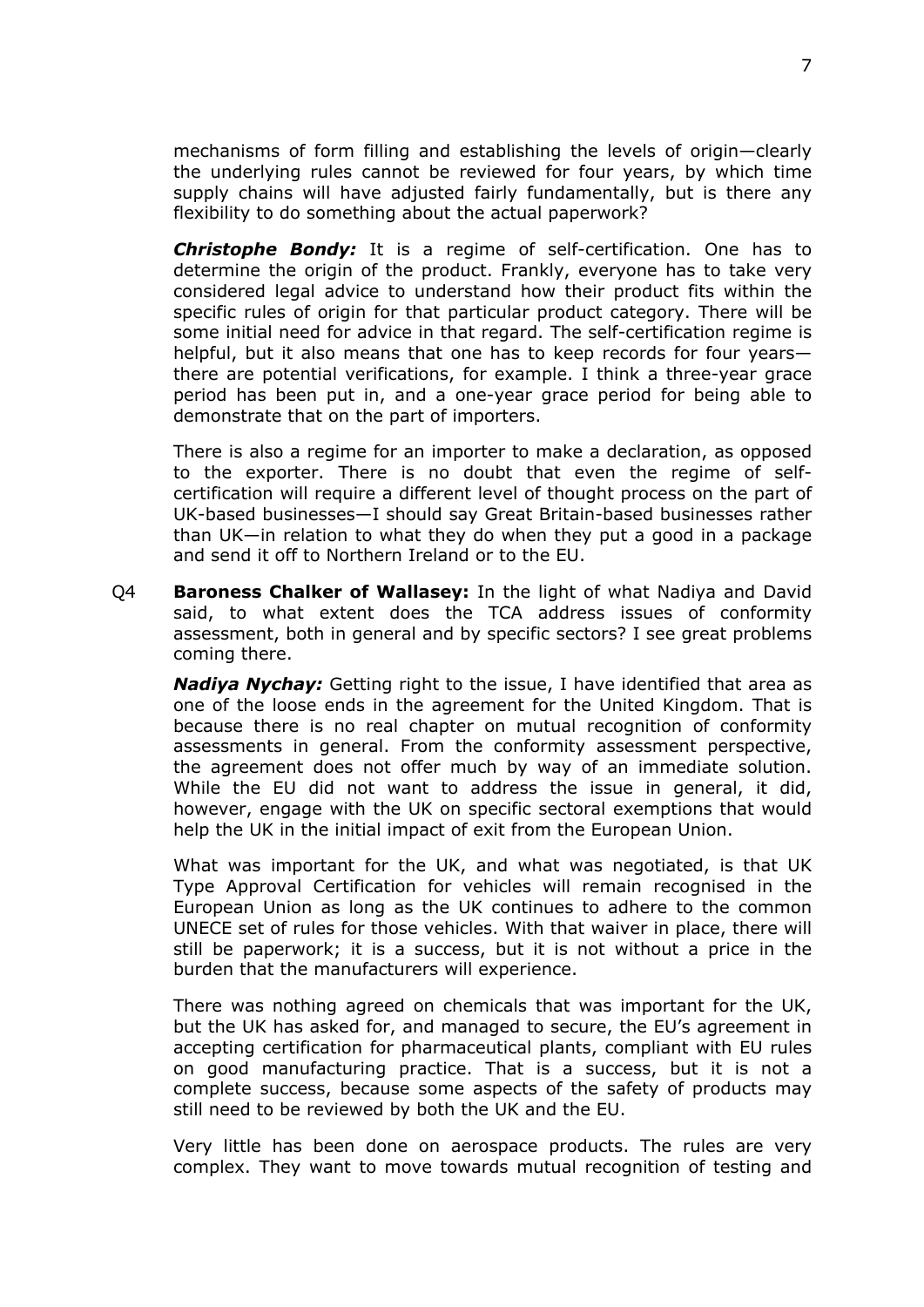mechanisms of form filling and establishing the levels of origin—clearly the underlying rules cannot be reviewed for four years, by which time supply chains will have adjusted fairly fundamentally, but is there any flexibility to do something about the actual paperwork?

***Christophe Bondy:*** It is a regime of self-certification. One has to determine the origin of the product. Frankly, everyone has to take very considered legal advice to understand how their product fits within the specific rules of origin for that particular product category. There will be some initial need for advice in that regard. The self-certification regime is helpful, but it also means that one has to keep records for four years—there are potential verifications, for example. I think a three-year grace period has been put in, and a one-year grace period for being able to demonstrate that on the part of importers.

There is also a regime for an importer to make a declaration, as opposed to the exporter. There is no doubt that even the regime of self-certification will require a different level of thought process on the part of UK-based businesses—I should say Great Britain-based businesses rather than UK—in relation to what they do when they put a good in a package and send it off to Northern Ireland or to the EU.

Q4 **Baroness Chalker of Wallasey:** In the light of what Nadiya and David said, to what extent does the TCA address issues of conformity assessment, both in general and by specific sectors? I see great problems coming there.

***Nadiya Nychay:*** Getting right to the issue, I have identified that area as one of the loose ends in the agreement for the United Kingdom. That is because there is no real chapter on mutual recognition of conformity assessments in general. From the conformity assessment perspective, the agreement does not offer much by way of an immediate solution. While the EU did not want to address the issue in general, it did, however, engage with the UK on specific sectoral exemptions that would help the UK in the initial impact of exit from the European Union.

What was important for the UK, and what was negotiated, is that UK Type Approval Certification for vehicles will remain recognised in the European Union as long as the UK continues to adhere to the common UNECE set of rules for those vehicles. With that waiver in place, there will still be paperwork; it is a success, but it is not without a price in the burden that the manufacturers will experience.

There was nothing agreed on chemicals that was important for the UK, but the UK has asked for, and managed to secure, the EU's agreement in accepting certification for pharmaceutical plants, compliant with EU rules on good manufacturing practice. That is a success, but it is not a complete success, because some aspects of the safety of products may still need to be reviewed by both the UK and the EU.

Very little has been done on aerospace products. The rules are very complex. They want to move towards mutual recognition of testing and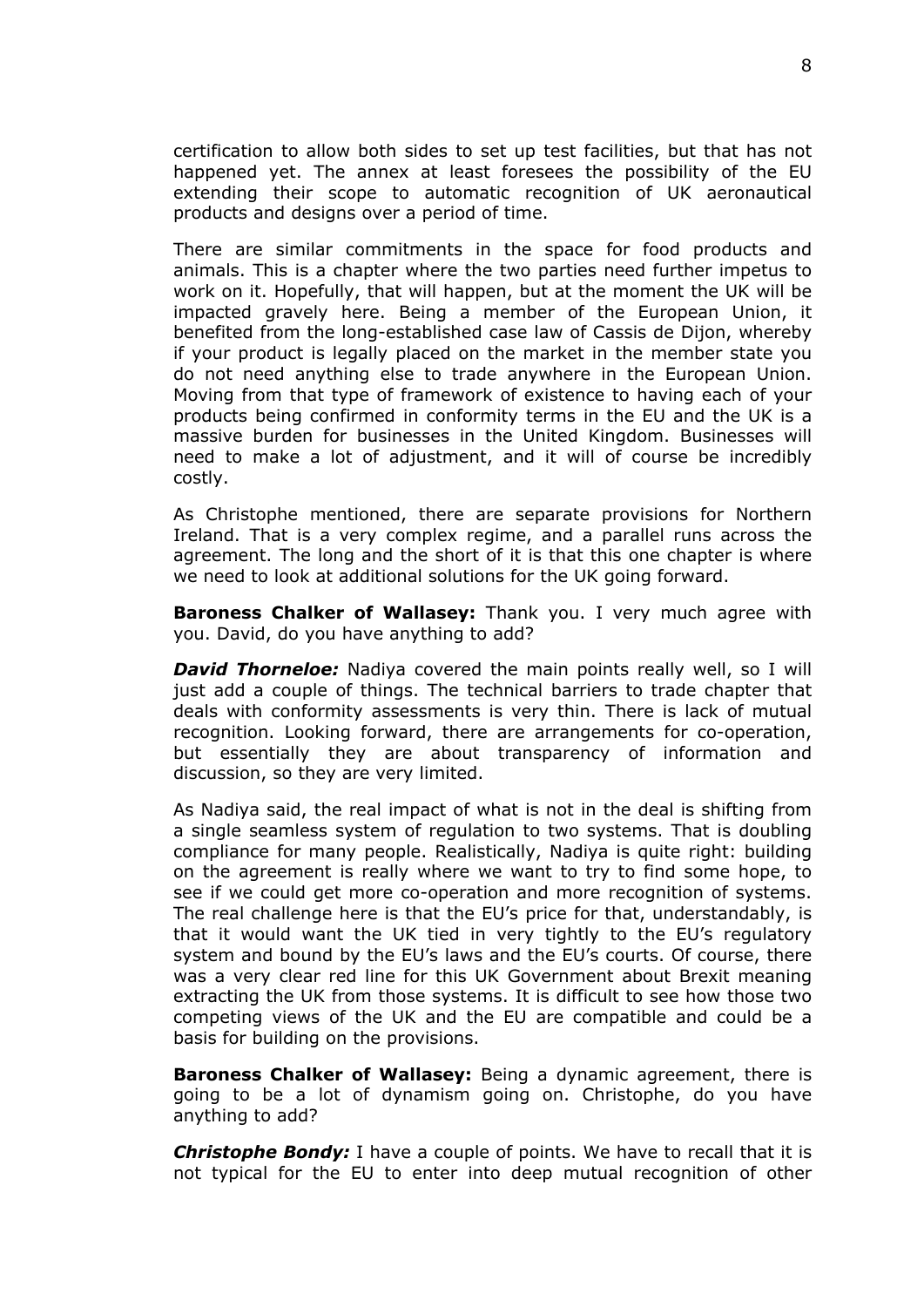certification to allow both sides to set up test facilities, but that has not happened yet. The annex at least foresees the possibility of the EU extending their scope to automatic recognition of UK aeronautical products and designs over a period of time.

There are similar commitments in the space for food products and animals. This is a chapter where the two parties need further impetus to work on it. Hopefully, that will happen, but at the moment the UK will be impacted gravely here. Being a member of the European Union, it benefited from the long-established case law of Cassis de Dijon, whereby if your product is legally placed on the market in the member state you do not need anything else to trade anywhere in the European Union. Moving from that type of framework of existence to having each of your products being confirmed in conformity terms in the EU and the UK is a massive burden for businesses in the United Kingdom. Businesses will need to make a lot of adjustment, and it will of course be incredibly costly.

As Christophe mentioned, there are separate provisions for Northern Ireland. That is a very complex regime, and a parallel runs across the agreement. The long and the short of it is that this one chapter is where we need to look at additional solutions for the UK going forward.

**Baroness Chalker of Wallasey:** Thank you. I very much agree with you. David, do you have anything to add?

***David Thorneloe:*** Nadiya covered the main points really well, so I will just add a couple of things. The technical barriers to trade chapter that deals with conformity assessments is very thin. There is lack of mutual recognition. Looking forward, there are arrangements for co-operation, but essentially they are about transparency of information and discussion, so they are very limited.

As Nadiya said, the real impact of what is not in the deal is shifting from a single seamless system of regulation to two systems. That is doubling compliance for many people. Realistically, Nadiya is quite right: building on the agreement is really where we want to try to find some hope, to see if we could get more co-operation and more recognition of systems. The real challenge here is that the EU's price for that, understandably, is that it would want the UK tied in very tightly to the EU's regulatory system and bound by the EU's laws and the EU's courts. Of course, there was a very clear red line for this UK Government about Brexit meaning extracting the UK from those systems. It is difficult to see how those two competing views of the UK and the EU are compatible and could be a basis for building on the provisions.

**Baroness Chalker of Wallasey:** Being a dynamic agreement, there is going to be a lot of dynamism going on. Christophe, do you have anything to add?

***Christophe Bondy:*** I have a couple of points. We have to recall that it is not typical for the EU to enter into deep mutual recognition of other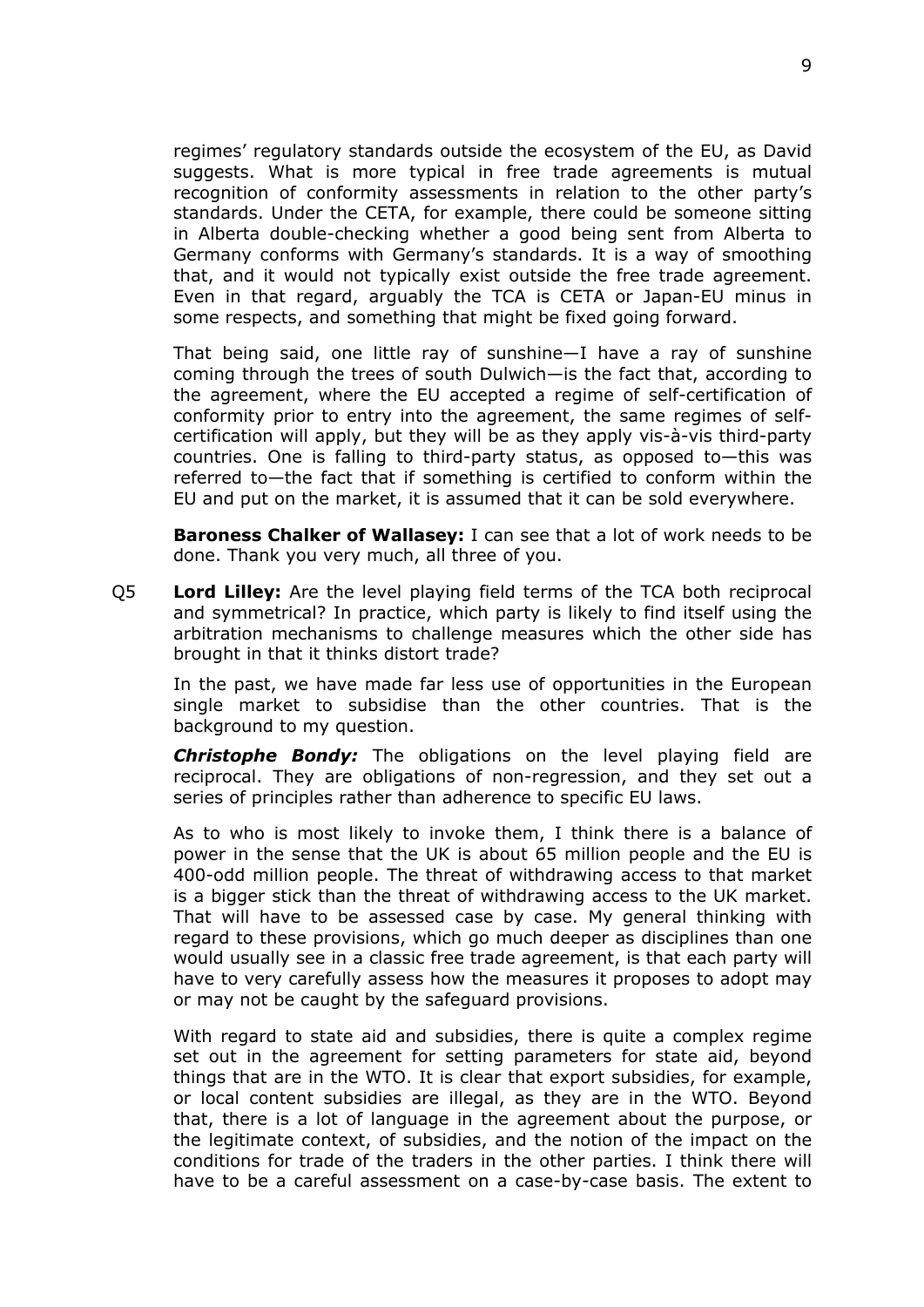regimes' regulatory standards outside the ecosystem of the EU, as David suggests. What is more typical in free trade agreements is mutual recognition of conformity assessments in relation to the other party's standards. Under the CETA, for example, there could be someone sitting in Alberta double-checking whether a good being sent from Alberta to Germany conforms with Germany's standards. It is a way of smoothing that, and it would not typically exist outside the free trade agreement. Even in that regard, arguably the TCA is CETA or Japan-EU minus in some respects, and something that might be fixed going forward.

That being said, one little ray of sunshine—I have a ray of sunshine coming through the trees of south Dulwich—is the fact that, according to the agreement, where the EU accepted a regime of self-certification of conformity prior to entry into the agreement, the same regimes of self-certification will apply, but they will be as they apply vis-à-vis third-party countries. One is falling to third-party status, as opposed to—this was referred to—the fact that if something is certified to conform within the EU and put on the market, it is assumed that it can be sold everywhere.

**Baroness Chalker of Wallasey:** I can see that a lot of work needs to be done. Thank you very much, all three of you.

Q5 **Lord Lilley:** Are the level playing field terms of the TCA both reciprocal and symmetrical? In practice, which party is likely to find itself using the arbitration mechanisms to challenge measures which the other side has brought in that it thinks distort trade?

In the past, we have made far less use of opportunities in the European single market to subsidise than the other countries. That is the background to my question.

***Christophe Bondy:*** The obligations on the level playing field are reciprocal. They are obligations of non-regression, and they set out a series of principles rather than adherence to specific EU laws.

As to who is most likely to invoke them, I think there is a balance of power in the sense that the UK is about 65 million people and the EU is 400-odd million people. The threat of withdrawing access to that market is a bigger stick than the threat of withdrawing access to the UK market. That will have to be assessed case by case. My general thinking with regard to these provisions, which go much deeper as disciplines than one would usually see in a classic free trade agreement, is that each party will have to very carefully assess how the measures it proposes to adopt may or may not be caught by the safeguard provisions.

With regard to state aid and subsidies, there is quite a complex regime set out in the agreement for setting parameters for state aid, beyond things that are in the WTO. It is clear that export subsidies, for example, or local content subsidies are illegal, as they are in the WTO. Beyond that, there is a lot of language in the agreement about the purpose, or the legitimate context, of subsidies, and the notion of the impact on the conditions for trade of the traders in the other parties. I think there will have to be a careful assessment on a case-by-case basis. The extent to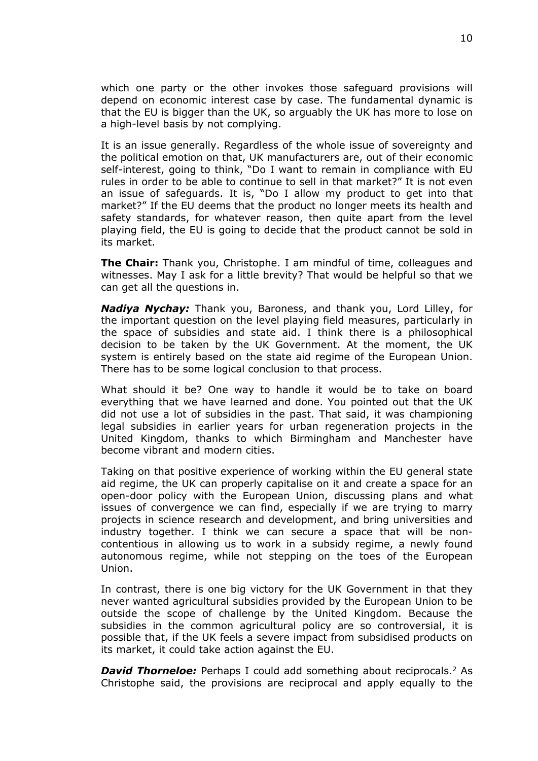which one party or the other invokes those safeguard provisions will depend on economic interest case by case. The fundamental dynamic is that the EU is bigger than the UK, so arguably the UK has more to lose on a high-level basis by not complying.

It is an issue generally. Regardless of the whole issue of sovereignty and the political emotion on that, UK manufacturers are, out of their economic self-interest, going to think, "Do I want to remain in compliance with EU rules in order to be able to continue to sell in that market?" It is not even an issue of safeguards. It is, "Do I allow my product to get into that market?" If the EU deems that the product no longer meets its health and safety standards, for whatever reason, then quite apart from the level playing field, the EU is going to decide that the product cannot be sold in its market.

**The Chair:** Thank you, Christophe. I am mindful of time, colleagues and witnesses. May I ask for a little brevity? That would be helpful so that we can get all the questions in.

***Nadiya Nychay:*** Thank you, Baroness, and thank you, Lord Lilley, for the important question on the level playing field measures, particularly in the space of subsidies and state aid. I think there is a philosophical decision to be taken by the UK Government. At the moment, the UK system is entirely based on the state aid regime of the European Union. There has to be some logical conclusion to that process.

What should it be? One way to handle it would be to take on board everything that we have learned and done. You pointed out that the UK did not use a lot of subsidies in the past. That said, it was championing legal subsidies in earlier years for urban regeneration projects in the United Kingdom, thanks to which Birmingham and Manchester have become vibrant and modern cities.

Taking on that positive experience of working within the EU general state aid regime, the UK can properly capitalise on it and create a space for an open-door policy with the European Union, discussing plans and what issues of convergence we can find, especially if we are trying to marry projects in science research and development, and bring universities and industry together. I think we can secure a space that will be non-contentious in allowing us to work in a subsidy regime, a newly found autonomous regime, while not stepping on the toes of the European Union.

In contrast, there is one big victory for the UK Government in that they never wanted agricultural subsidies provided by the European Union to be outside the scope of challenge by the United Kingdom. Because the subsidies in the common agricultural policy are so controversial, it is possible that, if the UK feels a severe impact from subsidised products on its market, it could take action against the EU.

***David Thorneloe:*** Perhaps I could add something about reciprocals.[2] As Christophe said, the provisions are reciprocal and apply equally to the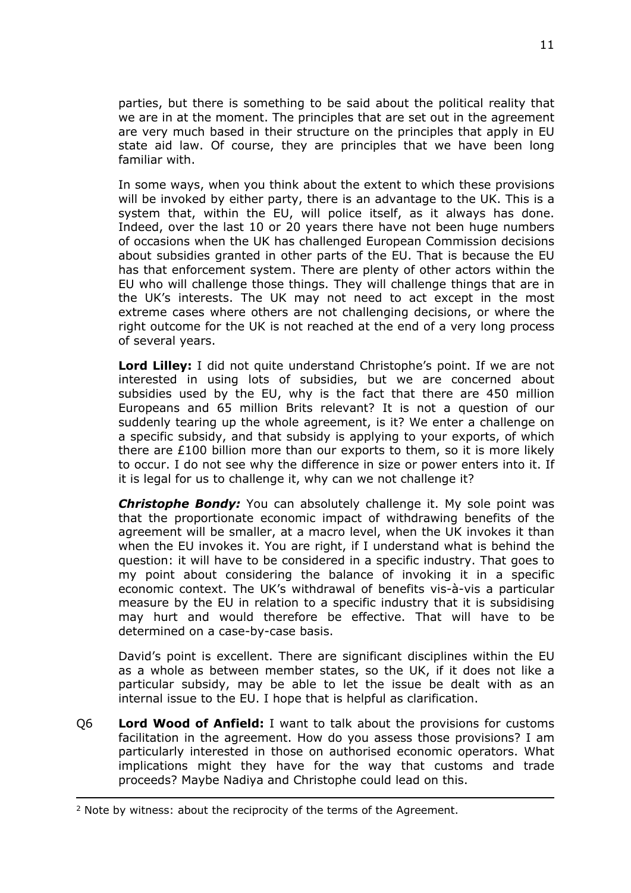parties, but there is something to be said about the political reality that we are in at the moment. The principles that are set out in the agreement are very much based in their structure on the principles that apply in EU state aid law. Of course, they are principles that we have been long familiar with.

In some ways, when you think about the extent to which these provisions will be invoked by either party, there is an advantage to the UK. This is a system that, within the EU, will police itself, as it always has done. Indeed, over the last 10 or 20 years there have not been huge numbers of occasions when the UK has challenged European Commission decisions about subsidies granted in other parts of the EU. That is because the EU has that enforcement system. There are plenty of other actors within the EU who will challenge those things. They will challenge things that are in the UK's interests. The UK may not need to act except in the most extreme cases where others are not challenging decisions, or where the right outcome for the UK is not reached at the end of a very long process of several years.

**Lord Lilley:** I did not quite understand Christophe's point. If we are not interested in using lots of subsidies, but we are concerned about subsidies used by the EU, why is the fact that there are 450 million Europeans and 65 million Brits relevant? It is not a question of our suddenly tearing up the whole agreement, is it? We enter a challenge on a specific subsidy, and that subsidy is applying to your exports, of which there are £100 billion more than our exports to them, so it is more likely to occur. I do not see why the difference in size or power enters into it. If it is legal for us to challenge it, why can we not challenge it?

***Christophe Bondy:*** You can absolutely challenge it. My sole point was that the proportionate economic impact of withdrawing benefits of the agreement will be smaller, at a macro level, when the UK invokes it than when the EU invokes it. You are right, if I understand what is behind the question: it will have to be considered in a specific industry. That goes to my point about considering the balance of invoking it in a specific economic context. The UK's withdrawal of benefits vis-à-vis a particular measure by the EU in relation to a specific industry that it is subsidising may hurt and would therefore be effective. That will have to be determined on a case-by-case basis.

David's point is excellent. There are significant disciplines within the EU as a whole as between member states, so the UK, if it does not like a particular subsidy, may be able to let the issue be dealt with as an internal issue to the EU. I hope that is helpful as clarification.

Q6 **Lord Wood of Anfield:** I want to talk about the provisions for customs facilitation in the agreement. How do you assess those provisions? I am particularly interested in those on authorised economic operators. What implications might they have for the way that customs and trade proceeds? Maybe Nadiya and Christophe could lead on this.

---

[2] Note by witness: about the reciprocity of the terms of the Agreement.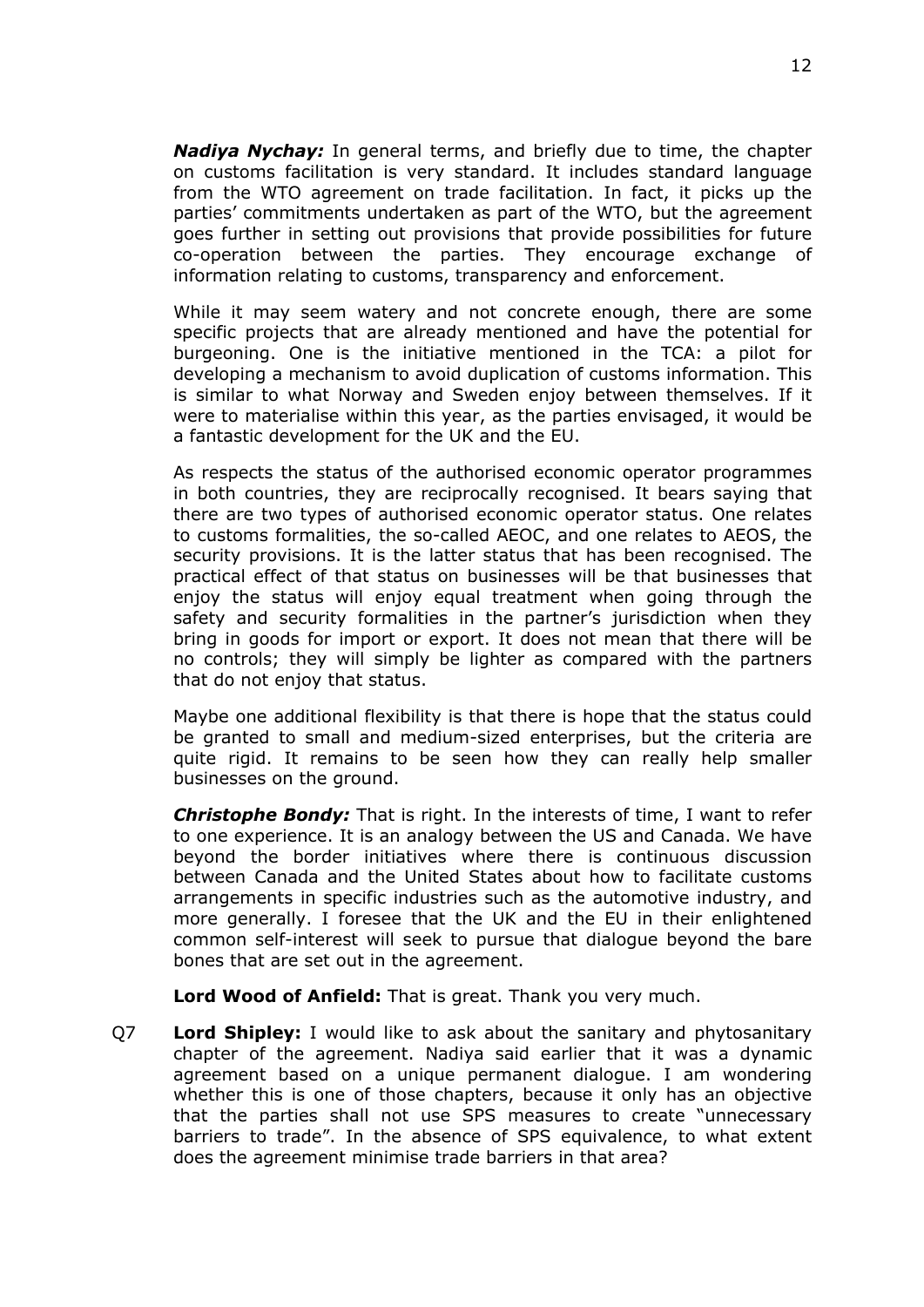***Nadiya Nychay:*** In general terms, and briefly due to time, the chapter on customs facilitation is very standard. It includes standard language from the WTO agreement on trade facilitation. In fact, it picks up the parties' commitments undertaken as part of the WTO, but the agreement goes further in setting out provisions that provide possibilities for future co-operation between the parties. They encourage exchange of information relating to customs, transparency and enforcement.

While it may seem watery and not concrete enough, there are some specific projects that are already mentioned and have the potential for burgeoning. One is the initiative mentioned in the TCA: a pilot for developing a mechanism to avoid duplication of customs information. This is similar to what Norway and Sweden enjoy between themselves. If it were to materialise within this year, as the parties envisaged, it would be a fantastic development for the UK and the EU.

As respects the status of the authorised economic operator programmes in both countries, they are reciprocally recognised. It bears saying that there are two types of authorised economic operator status. One relates to customs formalities, the so-called AEOC, and one relates to AEOS, the security provisions. It is the latter status that has been recognised. The practical effect of that status on businesses will be that businesses that enjoy the status will enjoy equal treatment when going through the safety and security formalities in the partner's jurisdiction when they bring in goods for import or export. It does not mean that there will be no controls; they will simply be lighter as compared with the partners that do not enjoy that status.

Maybe one additional flexibility is that there is hope that the status could be granted to small and medium-sized enterprises, but the criteria are quite rigid. It remains to be seen how they can really help smaller businesses on the ground.

***Christophe Bondy:*** That is right. In the interests of time, I want to refer to one experience. It is an analogy between the US and Canada. We have beyond the border initiatives where there is continuous discussion between Canada and the United States about how to facilitate customs arrangements in specific industries such as the automotive industry, and more generally. I foresee that the UK and the EU in their enlightened common self-interest will seek to pursue that dialogue beyond the bare bones that are set out in the agreement.

**Lord Wood of Anfield:** That is great. Thank you very much.

Q7 **Lord Shipley:** I would like to ask about the sanitary and phytosanitary chapter of the agreement. Nadiya said earlier that it was a dynamic agreement based on a unique permanent dialogue. I am wondering whether this is one of those chapters, because it only has an objective that the parties shall not use SPS measures to create "unnecessary barriers to trade". In the absence of SPS equivalence, to what extent does the agreement minimise trade barriers in that area?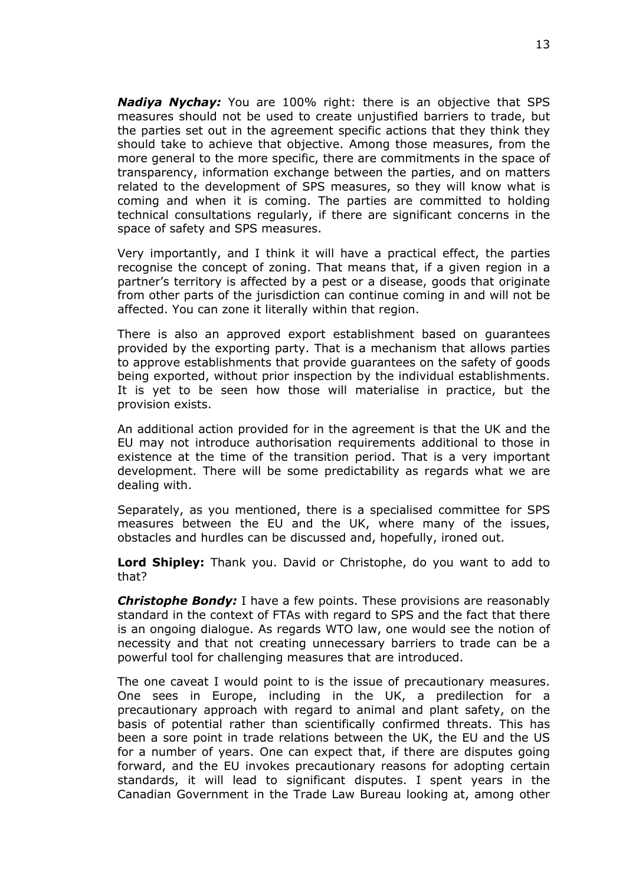***Nadiya Nychay:*** You are 100% right: there is an objective that SPS measures should not be used to create unjustified barriers to trade, but the parties set out in the agreement specific actions that they think they should take to achieve that objective. Among those measures, from the more general to the more specific, there are commitments in the space of transparency, information exchange between the parties, and on matters related to the development of SPS measures, so they will know what is coming and when it is coming. The parties are committed to holding technical consultations regularly, if there are significant concerns in the space of safety and SPS measures.

Very importantly, and I think it will have a practical effect, the parties recognise the concept of zoning. That means that, if a given region in a partner's territory is affected by a pest or a disease, goods that originate from other parts of the jurisdiction can continue coming in and will not be affected. You can zone it literally within that region.

There is also an approved export establishment based on guarantees provided by the exporting party. That is a mechanism that allows parties to approve establishments that provide guarantees on the safety of goods being exported, without prior inspection by the individual establishments. It is yet to be seen how those will materialise in practice, but the provision exists.

An additional action provided for in the agreement is that the UK and the EU may not introduce authorisation requirements additional to those in existence at the time of the transition period. That is a very important development. There will be some predictability as regards what we are dealing with.

Separately, as you mentioned, there is a specialised committee for SPS measures between the EU and the UK, where many of the issues, obstacles and hurdles can be discussed and, hopefully, ironed out.

**Lord Shipley:** Thank you. David or Christophe, do you want to add to that?

***Christophe Bondy:*** I have a few points. These provisions are reasonably standard in the context of FTAs with regard to SPS and the fact that there is an ongoing dialogue. As regards WTO law, one would see the notion of necessity and that not creating unnecessary barriers to trade can be a powerful tool for challenging measures that are introduced.

The one caveat I would point to is the issue of precautionary measures. One sees in Europe, including in the UK, a predilection for a precautionary approach with regard to animal and plant safety, on the basis of potential rather than scientifically confirmed threats. This has been a sore point in trade relations between the UK, the EU and the US for a number of years. One can expect that, if there are disputes going forward, and the EU invokes precautionary reasons for adopting certain standards, it will lead to significant disputes. I spent years in the Canadian Government in the Trade Law Bureau looking at, among other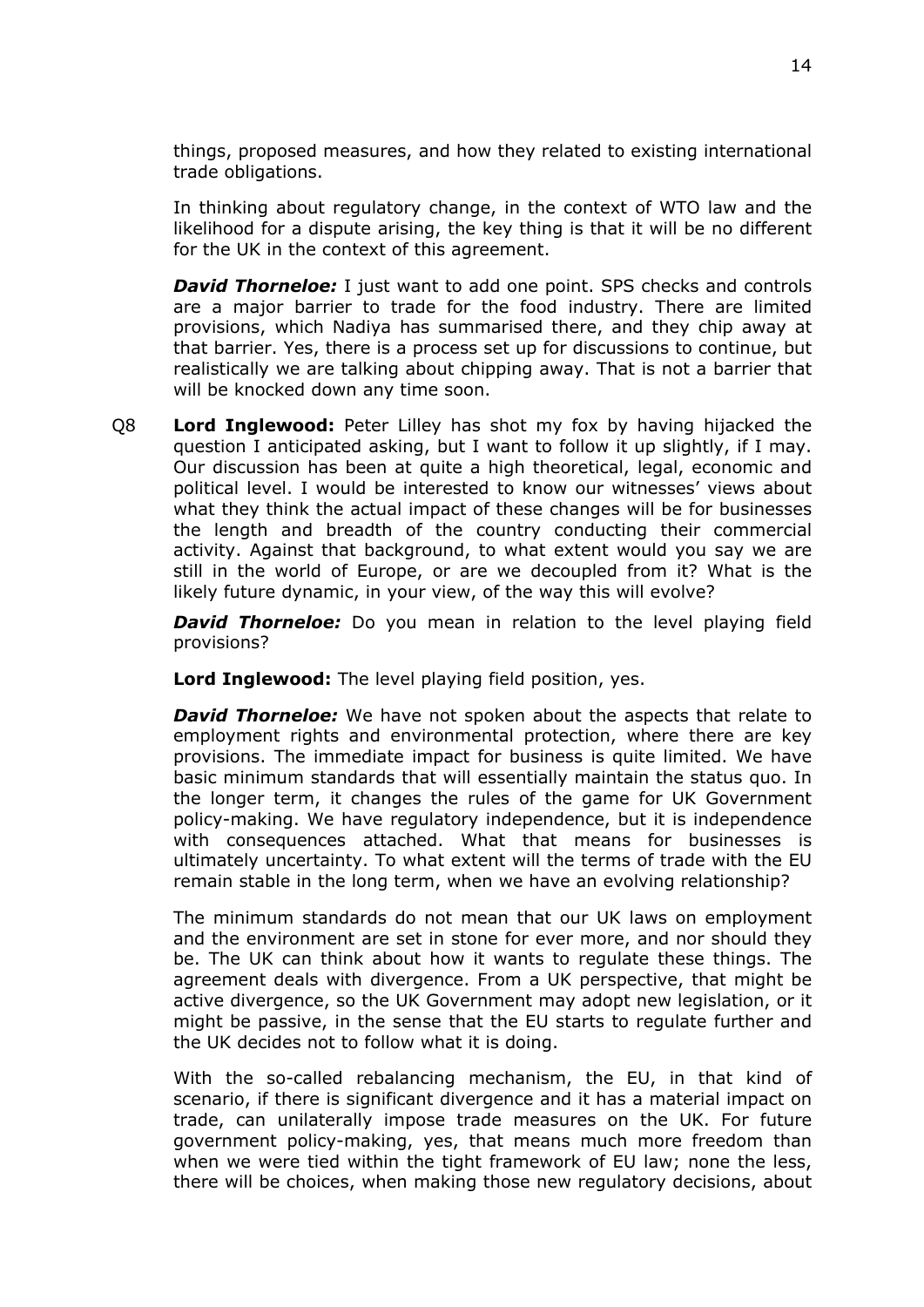things, proposed measures, and how they related to existing international trade obligations.

In thinking about regulatory change, in the context of WTO law and the likelihood for a dispute arising, the key thing is that it will be no different for the UK in the context of this agreement.

***David Thorneloe:*** I just want to add one point. SPS checks and controls are a major barrier to trade for the food industry. There are limited provisions, which Nadiya has summarised there, and they chip away at that barrier. Yes, there is a process set up for discussions to continue, but realistically we are talking about chipping away. That is not a barrier that will be knocked down any time soon.

Q8 **Lord Inglewood:** Peter Lilley has shot my fox by having hijacked the question I anticipated asking, but I want to follow it up slightly, if I may. Our discussion has been at quite a high theoretical, legal, economic and political level. I would be interested to know our witnesses' views about what they think the actual impact of these changes will be for businesses the length and breadth of the country conducting their commercial activity. Against that background, to what extent would you say we are still in the world of Europe, or are we decoupled from it? What is the likely future dynamic, in your view, of the way this will evolve?

***David Thorneloe:*** Do you mean in relation to the level playing field provisions?

**Lord Inglewood:** The level playing field position, yes.

***David Thorneloe:*** We have not spoken about the aspects that relate to employment rights and environmental protection, where there are key provisions. The immediate impact for business is quite limited. We have basic minimum standards that will essentially maintain the status quo. In the longer term, it changes the rules of the game for UK Government policy-making. We have regulatory independence, but it is independence with consequences attached. What that means for businesses is ultimately uncertainty. To what extent will the terms of trade with the EU remain stable in the long term, when we have an evolving relationship?

The minimum standards do not mean that our UK laws on employment and the environment are set in stone for ever more, and nor should they be. The UK can think about how it wants to regulate these things. The agreement deals with divergence. From a UK perspective, that might be active divergence, so the UK Government may adopt new legislation, or it might be passive, in the sense that the EU starts to regulate further and the UK decides not to follow what it is doing.

With the so-called rebalancing mechanism, the EU, in that kind of scenario, if there is significant divergence and it has a material impact on trade, can unilaterally impose trade measures on the UK. For future government policy-making, yes, that means much more freedom than when we were tied within the tight framework of EU law; none the less, there will be choices, when making those new regulatory decisions, about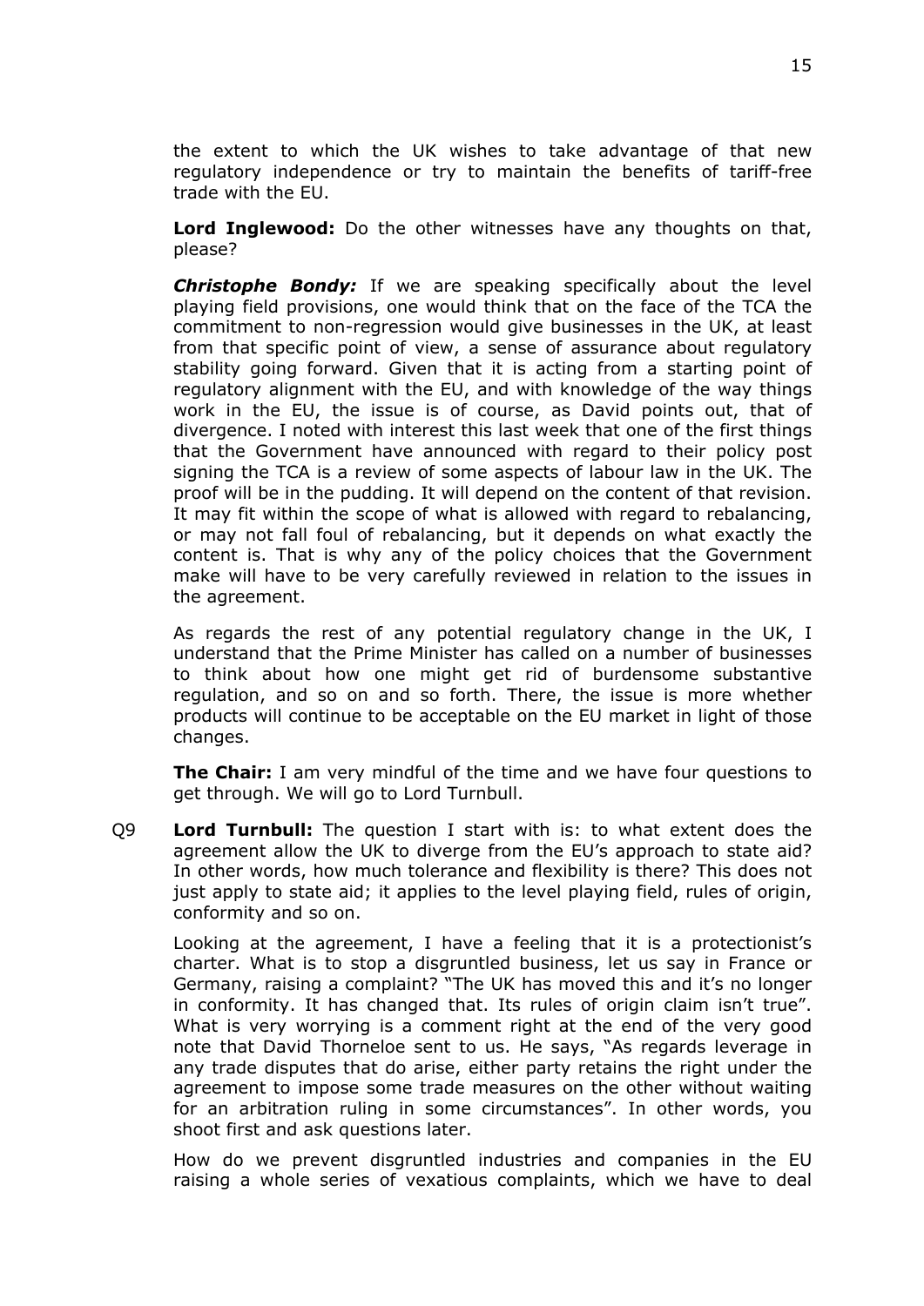the extent to which the UK wishes to take advantage of that new regulatory independence or try to maintain the benefits of tariff-free trade with the EU.

**Lord Inglewood:** Do the other witnesses have any thoughts on that, please?

***Christophe Bondy:*** If we are speaking specifically about the level playing field provisions, one would think that on the face of the TCA the commitment to non-regression would give businesses in the UK, at least from that specific point of view, a sense of assurance about regulatory stability going forward. Given that it is acting from a starting point of regulatory alignment with the EU, and with knowledge of the way things work in the EU, the issue is of course, as David points out, that of divergence. I noted with interest this last week that one of the first things that the Government have announced with regard to their policy post signing the TCA is a review of some aspects of labour law in the UK. The proof will be in the pudding. It will depend on the content of that revision. It may fit within the scope of what is allowed with regard to rebalancing, or may not fall foul of rebalancing, but it depends on what exactly the content is. That is why any of the policy choices that the Government make will have to be very carefully reviewed in relation to the issues in the agreement.

As regards the rest of any potential regulatory change in the UK, I understand that the Prime Minister has called on a number of businesses to think about how one might get rid of burdensome substantive regulation, and so on and so forth. There, the issue is more whether products will continue to be acceptable on the EU market in light of those changes.

**The Chair:** I am very mindful of the time and we have four questions to get through. We will go to Lord Turnbull.

Q9 **Lord Turnbull:** The question I start with is: to what extent does the agreement allow the UK to diverge from the EU's approach to state aid? In other words, how much tolerance and flexibility is there? This does not just apply to state aid; it applies to the level playing field, rules of origin, conformity and so on.

Looking at the agreement, I have a feeling that it is a protectionist's charter. What is to stop a disgruntled business, let us say in France or Germany, raising a complaint? "The UK has moved this and it's no longer in conformity. It has changed that. Its rules of origin claim isn't true". What is very worrying is a comment right at the end of the very good note that David Thorneloe sent to us. He says, "As regards leverage in any trade disputes that do arise, either party retains the right under the agreement to impose some trade measures on the other without waiting for an arbitration ruling in some circumstances". In other words, you shoot first and ask questions later.

How do we prevent disgruntled industries and companies in the EU raising a whole series of vexatious complaints, which we have to deal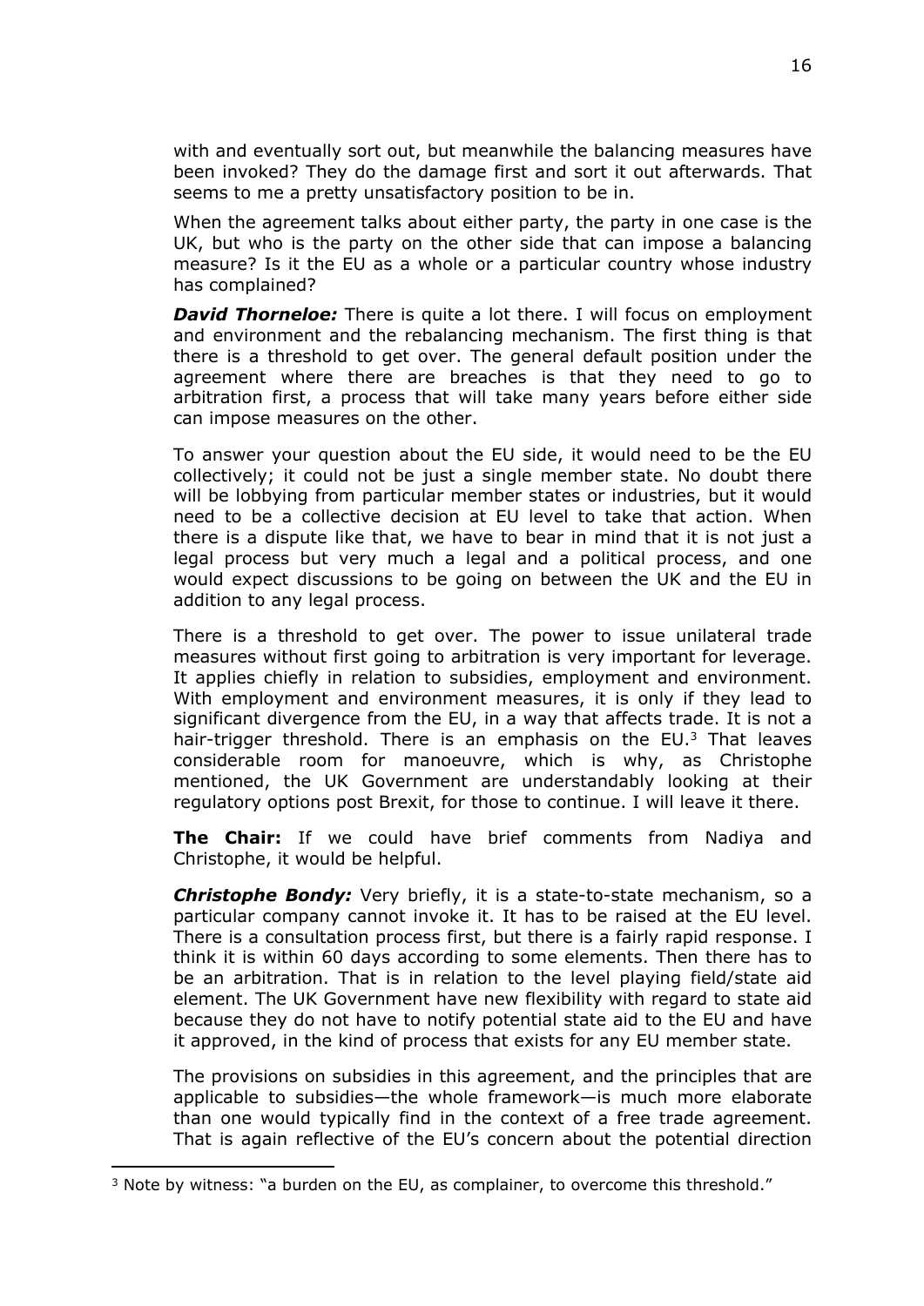with and eventually sort out, but meanwhile the balancing measures have been invoked? They do the damage first and sort it out afterwards. That seems to me a pretty unsatisfactory position to be in.

When the agreement talks about either party, the party in one case is the UK, but who is the party on the other side that can impose a balancing measure? Is it the EU as a whole or a particular country whose industry has complained?

***David Thorneloe:*** There is quite a lot there. I will focus on employment and environment and the rebalancing mechanism. The first thing is that there is a threshold to get over. The general default position under the agreement where there are breaches is that they need to go to arbitration first, a process that will take many years before either side can impose measures on the other.

To answer your question about the EU side, it would need to be the EU collectively; it could not be just a single member state. No doubt there will be lobbying from particular member states or industries, but it would need to be a collective decision at EU level to take that action. When there is a dispute like that, we have to bear in mind that it is not just a legal process but very much a legal and a political process, and one would expect discussions to be going on between the UK and the EU in addition to any legal process.

There is a threshold to get over. The power to issue unilateral trade measures without first going to arbitration is very important for leverage. It applies chiefly in relation to subsidies, employment and environment. With employment and environment measures, it is only if they lead to significant divergence from the EU, in a way that affects trade. It is not a hair-trigger threshold. There is an emphasis on the EU.[3] That leaves considerable room for manoeuvre, which is why, as Christophe mentioned, the UK Government are understandably looking at their regulatory options post Brexit, for those to continue. I will leave it there.

**The Chair:** If we could have brief comments from Nadiya and Christophe, it would be helpful.

***Christophe Bondy:*** Very briefly, it is a state-to-state mechanism, so a particular company cannot invoke it. It has to be raised at the EU level. There is a consultation process first, but there is a fairly rapid response. I think it is within 60 days according to some elements. Then there has to be an arbitration. That is in relation to the level playing field/state aid element. The UK Government have new flexibility with regard to state aid because they do not have to notify potential state aid to the EU and have it approved, in the kind of process that exists for any EU member state.

The provisions on subsidies in this agreement, and the principles that are applicable to subsidies—the whole framework—is much more elaborate than one would typically find in the context of a free trade agreement. That is again reflective of the EU's concern about the potential direction

[3] Note by witness: "a burden on the EU, as complainer, to overcome this threshold."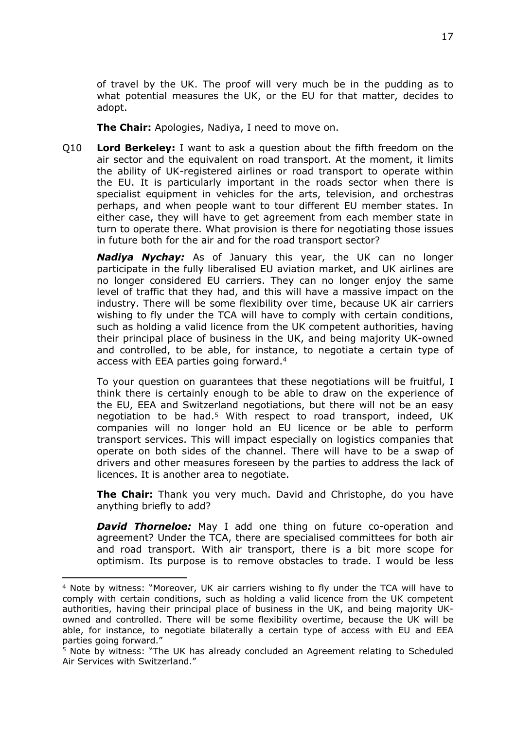of travel by the UK. The proof will very much be in the pudding as to what potential measures the UK, or the EU for that matter, decides to adopt.

**The Chair:** Apologies, Nadiya, I need to move on.

Q10 **Lord Berkeley:** I want to ask a question about the fifth freedom on the air sector and the equivalent on road transport. At the moment, it limits the ability of UK-registered airlines or road transport to operate within the EU. It is particularly important in the roads sector when there is specialist equipment in vehicles for the arts, television, and orchestras perhaps, and when people want to tour different EU member states. In either case, they will have to get agreement from each member state in turn to operate there. What provision is there for negotiating those issues in future both for the air and for the road transport sector?

***Nadiya Nychay:*** As of January this year, the UK can no longer participate in the fully liberalised EU aviation market, and UK airlines are no longer considered EU carriers. They can no longer enjoy the same level of traffic that they had, and this will have a massive impact on the industry. There will be some flexibility over time, because UK air carriers wishing to fly under the TCA will have to comply with certain conditions, such as holding a valid licence from the UK competent authorities, having their principal place of business in the UK, and being majority UK-owned and controlled, to be able, for instance, to negotiate a certain type of access with EEA parties going forward.[4]

To your question on guarantees that these negotiations will be fruitful, I think there is certainly enough to be able to draw on the experience of the EU, EEA and Switzerland negotiations, but there will not be an easy negotiation to be had.[5] With respect to road transport, indeed, UK companies will no longer hold an EU licence or be able to perform transport services. This will impact especially on logistics companies that operate on both sides of the channel. There will have to be a swap of drivers and other measures foreseen by the parties to address the lack of licences. It is another area to negotiate.

**The Chair:** Thank you very much. David and Christophe, do you have anything briefly to add?

***David Thorneloe:*** May I add one thing on future co-operation and agreement? Under the TCA, there are specialised committees for both air and road transport. With air transport, there is a bit more scope for optimism. Its purpose is to remove obstacles to trade. I would be less

---

[4] Note by witness: "Moreover, UK air carriers wishing to fly under the TCA will have to comply with certain conditions, such as holding a valid licence from the UK competent authorities, having their principal place of business in the UK, and being majority UK-owned and controlled. There will be some flexibility overtime, because the UK will be able, for instance, to negotiate bilaterally a certain type of access with EU and EEA parties going forward."

[5] Note by witness: "The UK has already concluded an Agreement relating to Scheduled Air Services with Switzerland."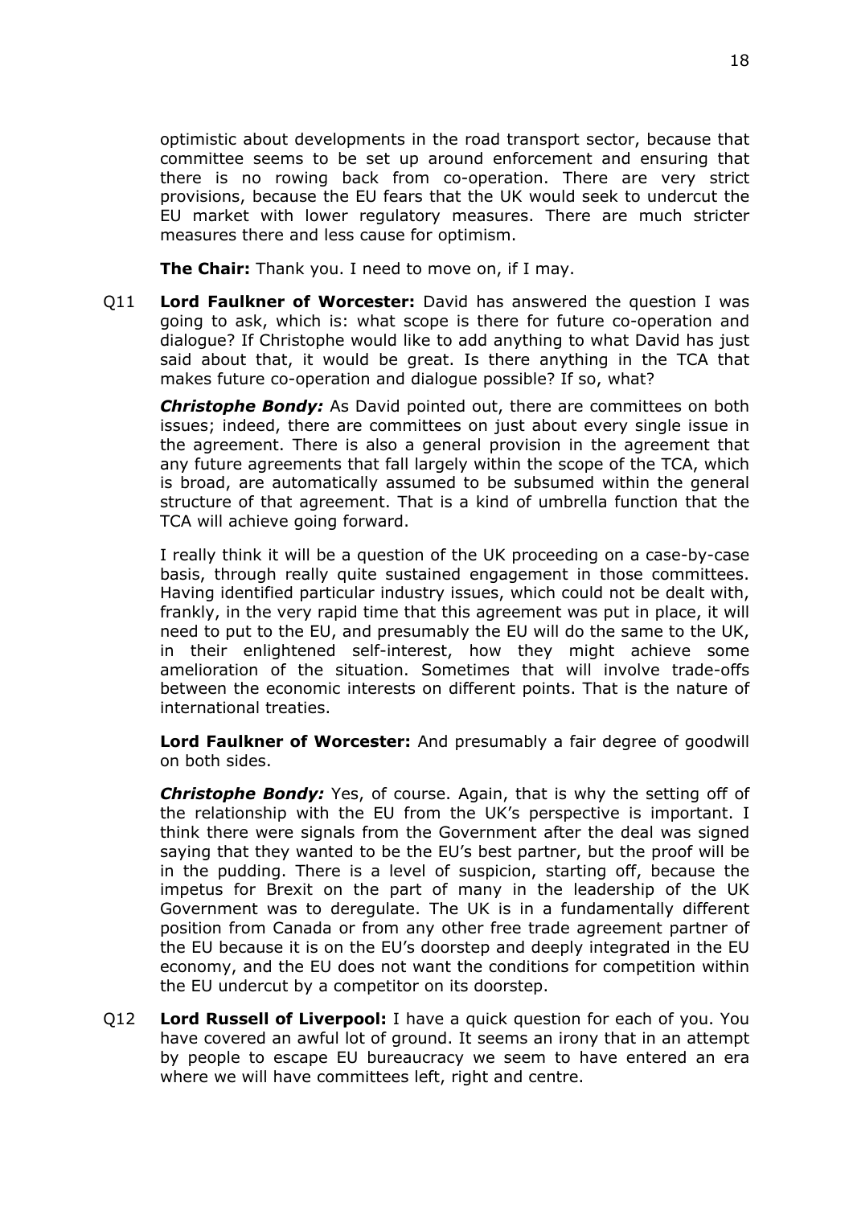optimistic about developments in the road transport sector, because that committee seems to be set up around enforcement and ensuring that there is no rowing back from co-operation. There are very strict provisions, because the EU fears that the UK would seek to undercut the EU market with lower regulatory measures. There are much stricter measures there and less cause for optimism.

**The Chair:** Thank you. I need to move on, if I may.

Q11 **Lord Faulkner of Worcester:** David has answered the question I was going to ask, which is: what scope is there for future co-operation and dialogue? If Christophe would like to add anything to what David has just said about that, it would be great. Is there anything in the TCA that makes future co-operation and dialogue possible? If so, what?

***Christophe Bondy:*** As David pointed out, there are committees on both issues; indeed, there are committees on just about every single issue in the agreement. There is also a general provision in the agreement that any future agreements that fall largely within the scope of the TCA, which is broad, are automatically assumed to be subsumed within the general structure of that agreement. That is a kind of umbrella function that the TCA will achieve going forward.

I really think it will be a question of the UK proceeding on a case-by-case basis, through really quite sustained engagement in those committees. Having identified particular industry issues, which could not be dealt with, frankly, in the very rapid time that this agreement was put in place, it will need to put to the EU, and presumably the EU will do the same to the UK, in their enlightened self-interest, how they might achieve some amelioration of the situation. Sometimes that will involve trade-offs between the economic interests on different points. That is the nature of international treaties.

**Lord Faulkner of Worcester:** And presumably a fair degree of goodwill on both sides.

***Christophe Bondy:*** Yes, of course. Again, that is why the setting off of the relationship with the EU from the UK's perspective is important. I think there were signals from the Government after the deal was signed saying that they wanted to be the EU's best partner, but the proof will be in the pudding. There is a level of suspicion, starting off, because the impetus for Brexit on the part of many in the leadership of the UK Government was to deregulate. The UK is in a fundamentally different position from Canada or from any other free trade agreement partner of the EU because it is on the EU's doorstep and deeply integrated in the EU economy, and the EU does not want the conditions for competition within the EU undercut by a competitor on its doorstep.

Q12 **Lord Russell of Liverpool:** I have a quick question for each of you. You have covered an awful lot of ground. It seems an irony that in an attempt by people to escape EU bureaucracy we seem to have entered an era where we will have committees left, right and centre.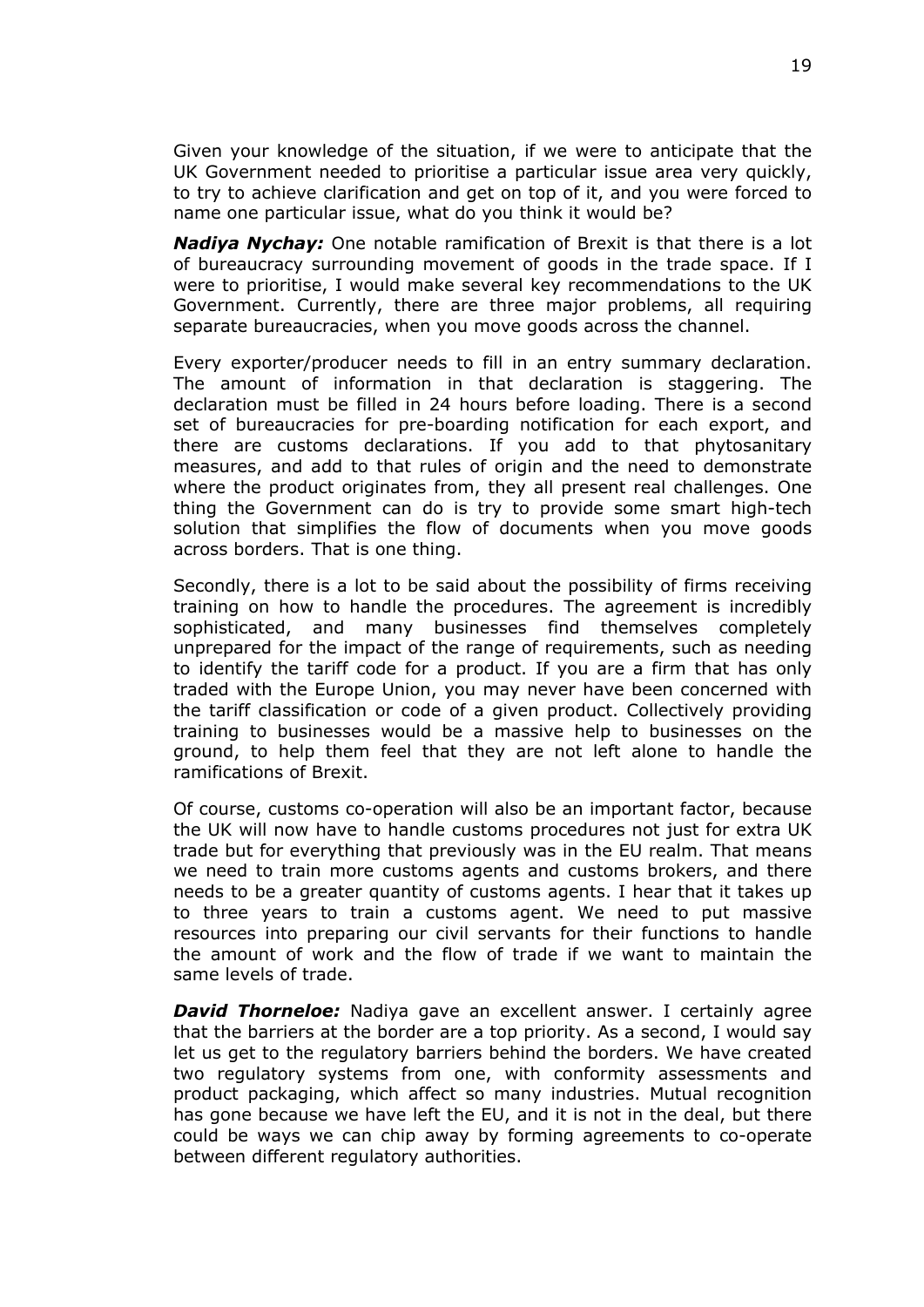Given your knowledge of the situation, if we were to anticipate that the UK Government needed to prioritise a particular issue area very quickly, to try to achieve clarification and get on top of it, and you were forced to name one particular issue, what do you think it would be?

***Nadiya Nychay:*** One notable ramification of Brexit is that there is a lot of bureaucracy surrounding movement of goods in the trade space. If I were to prioritise, I would make several key recommendations to the UK Government. Currently, there are three major problems, all requiring separate bureaucracies, when you move goods across the channel.

Every exporter/producer needs to fill in an entry summary declaration. The amount of information in that declaration is staggering. The declaration must be filled in 24 hours before loading. There is a second set of bureaucracies for pre-boarding notification for each export, and there are customs declarations. If you add to that phytosanitary measures, and add to that rules of origin and the need to demonstrate where the product originates from, they all present real challenges. One thing the Government can do is try to provide some smart high-tech solution that simplifies the flow of documents when you move goods across borders. That is one thing.

Secondly, there is a lot to be said about the possibility of firms receiving training on how to handle the procedures. The agreement is incredibly sophisticated, and many businesses find themselves completely unprepared for the impact of the range of requirements, such as needing to identify the tariff code for a product. If you are a firm that has only traded with the Europe Union, you may never have been concerned with the tariff classification or code of a given product. Collectively providing training to businesses would be a massive help to businesses on the ground, to help them feel that they are not left alone to handle the ramifications of Brexit.

Of course, customs co-operation will also be an important factor, because the UK will now have to handle customs procedures not just for extra UK trade but for everything that previously was in the EU realm. That means we need to train more customs agents and customs brokers, and there needs to be a greater quantity of customs agents. I hear that it takes up to three years to train a customs agent. We need to put massive resources into preparing our civil servants for their functions to handle the amount of work and the flow of trade if we want to maintain the same levels of trade.

***David Thorneloe:*** Nadiya gave an excellent answer. I certainly agree that the barriers at the border are a top priority. As a second, I would say let us get to the regulatory barriers behind the borders. We have created two regulatory systems from one, with conformity assessments and product packaging, which affect so many industries. Mutual recognition has gone because we have left the EU, and it is not in the deal, but there could be ways we can chip away by forming agreements to co-operate between different regulatory authorities.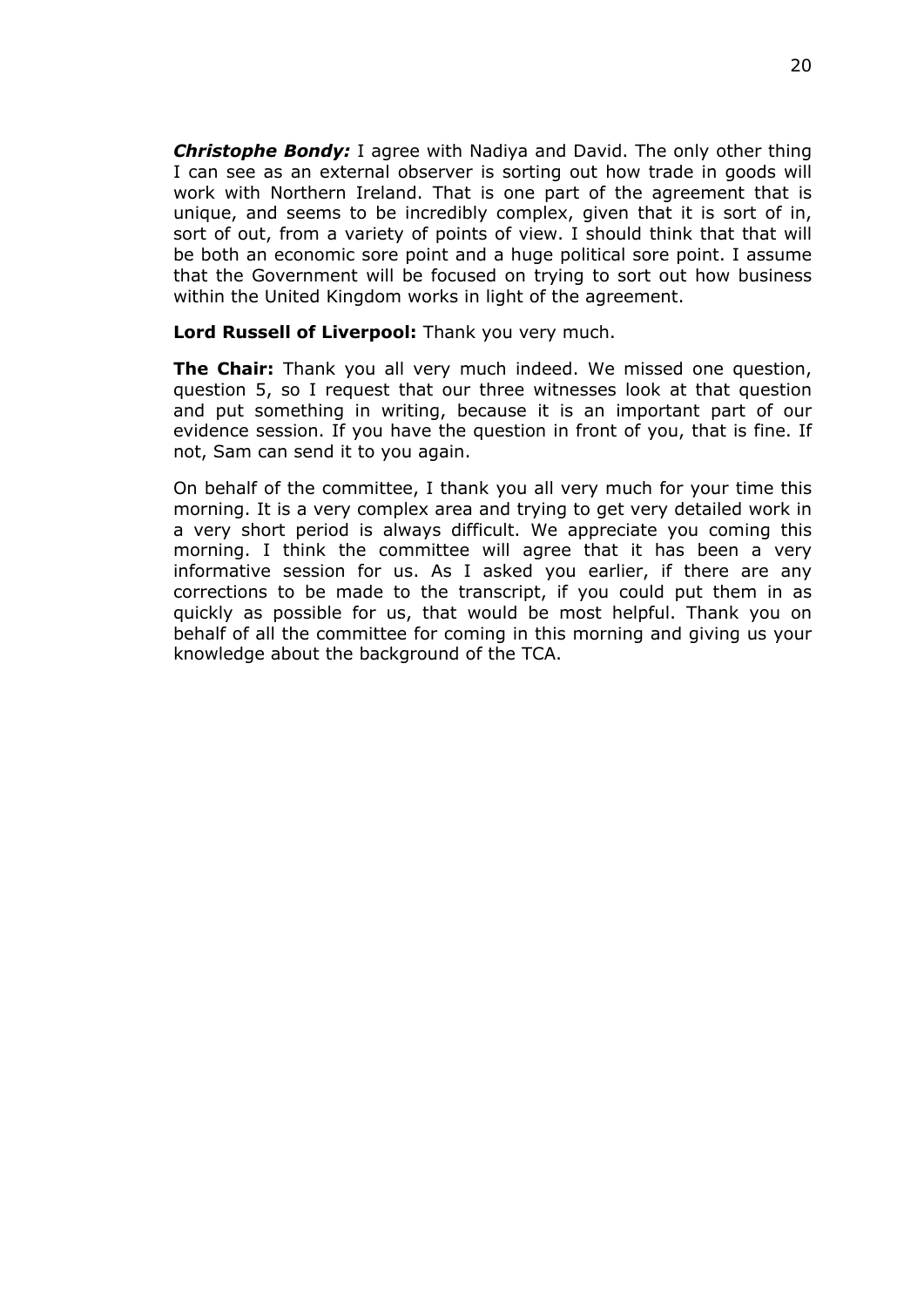***Christophe Bondy:*** I agree with Nadiya and David. The only other thing I can see as an external observer is sorting out how trade in goods will work with Northern Ireland. That is one part of the agreement that is unique, and seems to be incredibly complex, given that it is sort of in, sort of out, from a variety of points of view. I should think that that will be both an economic sore point and a huge political sore point. I assume that the Government will be focused on trying to sort out how business within the United Kingdom works in light of the agreement.

**Lord Russell of Liverpool:** Thank you very much.

**The Chair:** Thank you all very much indeed. We missed one question, question 5, so I request that our three witnesses look at that question and put something in writing, because it is an important part of our evidence session. If you have the question in front of you, that is fine. If not, Sam can send it to you again.

On behalf of the committee, I thank you all very much for your time this morning. It is a very complex area and trying to get very detailed work in a very short period is always difficult. We appreciate you coming this morning. I think the committee will agree that it has been a very informative session for us. As I asked you earlier, if there are any corrections to be made to the transcript, if you could put them in as quickly as possible for us, that would be most helpful. Thank you on behalf of all the committee for coming in this morning and giving us your knowledge about the background of the TCA.